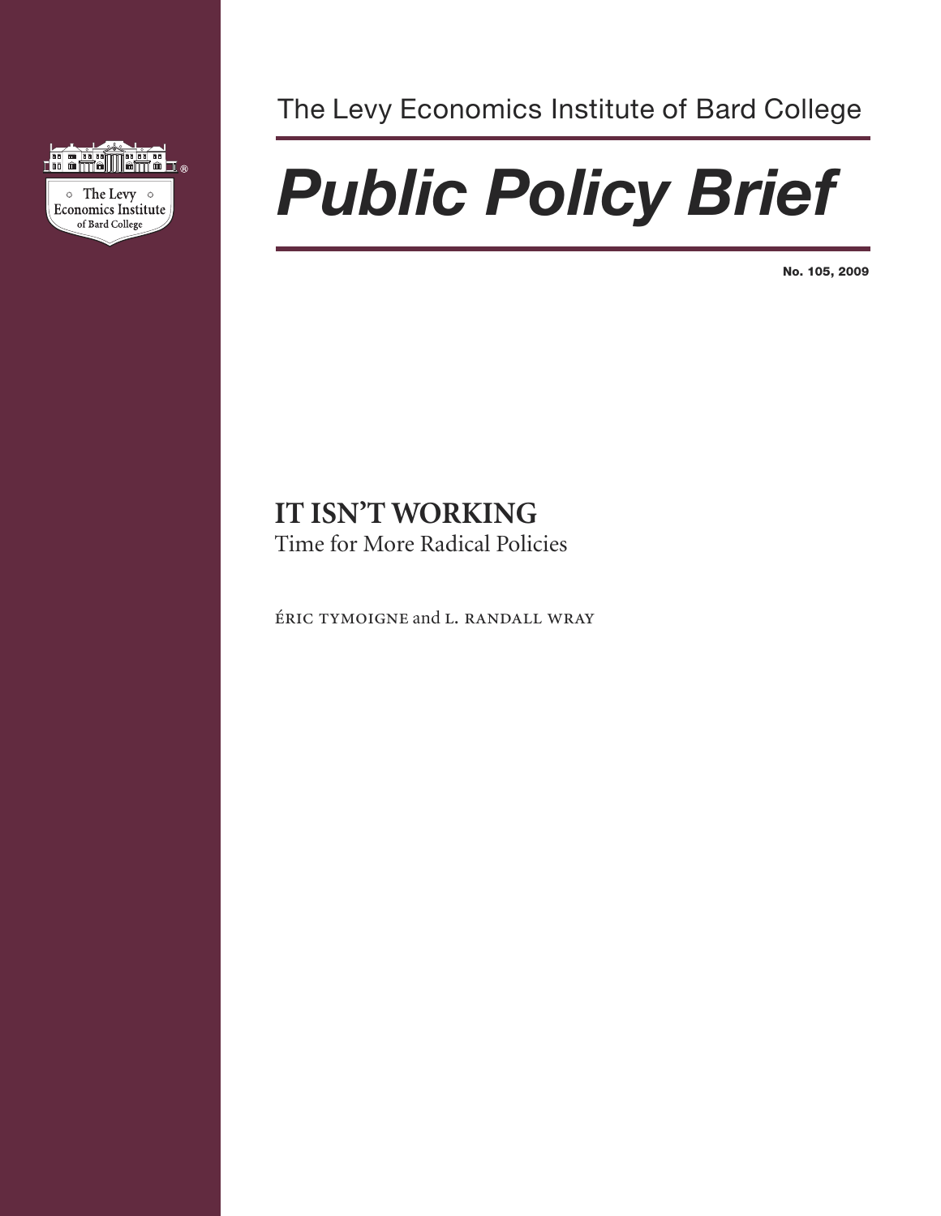The Levy Economics Institute of Bard College

# *Public Policy Brief*

**No. 105, 2009**

## IT ISN'T WORKING

Time for More Radical Policies

ÉRIC TYMOIGNE and L. RANDALL WRAY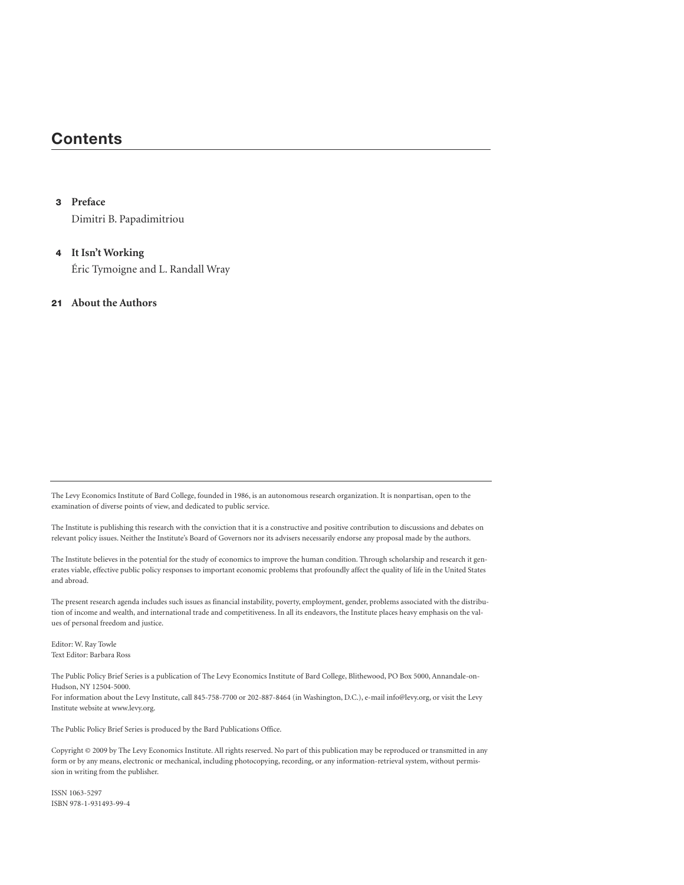# Contents

**3 Preface**
Dimitri B. Papadimitriou

**4 It Isn't Working**
Éric Tymoigne and L. Randall Wray

**21 About the Authors**

---

The Levy Economics Institute of Bard College, founded in 1986, is an autonomous research organization. It is nonpartisan, open to the examination of diverse points of view, and dedicated to public service.

The Institute is publishing this research with the conviction that it is a constructive and positive contribution to discussions and debates on relevant policy issues. Neither the Institute's Board of Governors nor its advisers necessarily endorse any proposal made by the authors.

The Institute believes in the potential for the study of economics to improve the human condition. Through scholarship and research it generates viable, effective public policy responses to important economic problems that profoundly affect the quality of life in the United States and abroad.

The present research agenda includes such issues as financial instability, poverty, employment, gender, problems associated with the distribution of income and wealth, and international trade and competitiveness. In all its endeavors, the Institute places heavy emphasis on the values of personal freedom and justice.

Editor: W. Ray Towle
Text Editor: Barbara Ross

The Public Policy Brief Series is a publication of The Levy Economics Institute of Bard College, Blithewood, PO Box 5000, Annandale-on-Hudson, NY 12504-5000.
For information about the Levy Institute, call 845-758-7700 or 202-887-8464 (in Washington, D.C.), e-mail info@levy.org, or visit the Levy Institute website at www.levy.org.

The Public Policy Brief Series is produced by the Bard Publications Office.

Copyright © 2009 by The Levy Economics Institute. All rights reserved. No part of this publication may be reproduced or transmitted in any form or by any means, electronic or mechanical, including photocopying, recording, or any information-retrieval system, without permission in writing from the publisher.

ISSN 1063-5297
ISBN 978-1-931493-99-4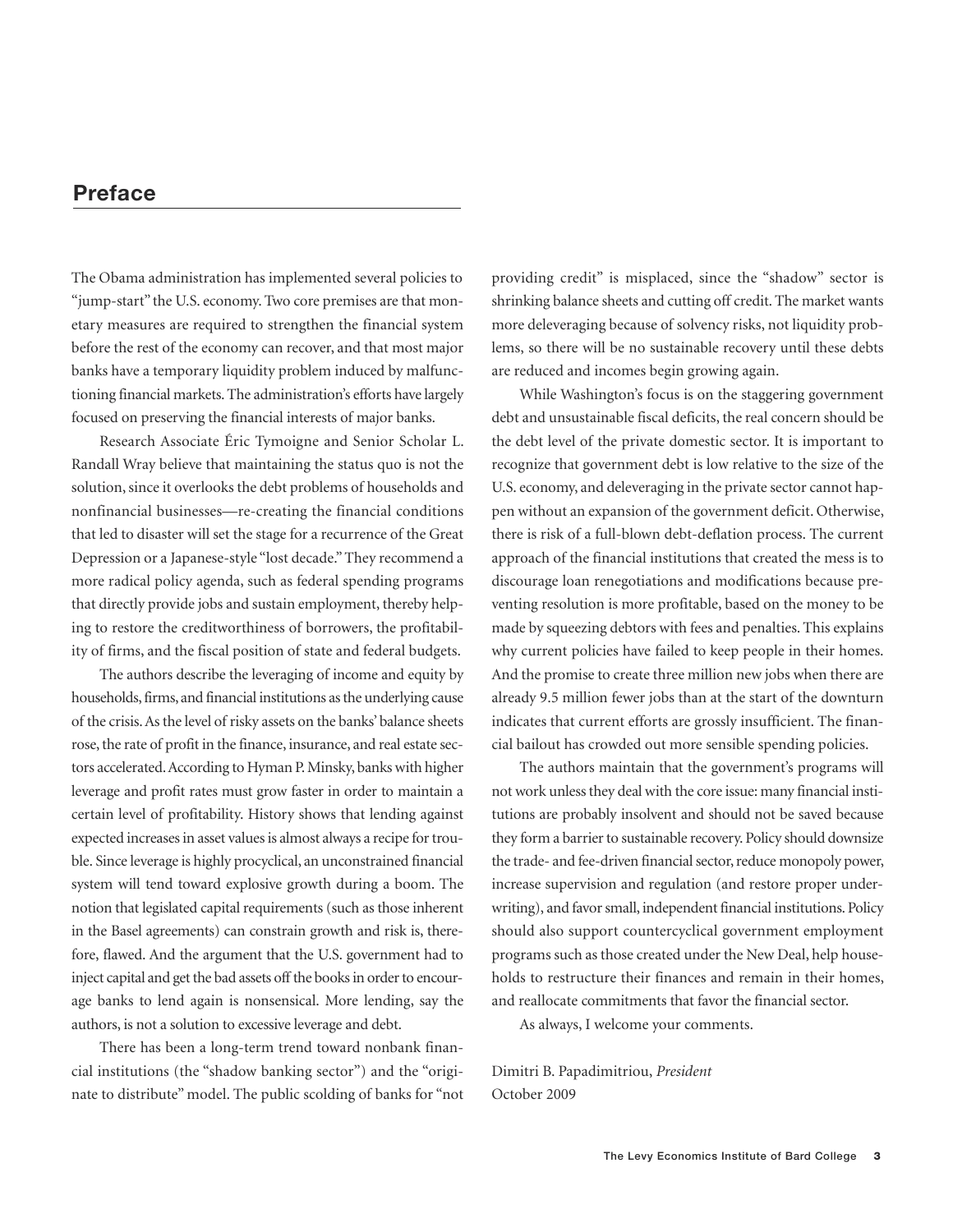## Preface

The Obama administration has implemented several policies to "jump-start" the U.S. economy. Two core premises are that monetary measures are required to strengthen the financial system before the rest of the economy can recover, and that most major banks have a temporary liquidity problem induced by malfunctioning financial markets. The administration's efforts have largely focused on preserving the financial interests of major banks.

Research Associate Éric Tymoigne and Senior Scholar L. Randall Wray believe that maintaining the status quo is not the solution, since it overlooks the debt problems of households and nonfinancial businesses—re-creating the financial conditions that led to disaster will set the stage for a recurrence of the Great Depression or a Japanese-style "lost decade." They recommend a more radical policy agenda, such as federal spending programs that directly provide jobs and sustain employment, thereby helping to restore the creditworthiness of borrowers, the profitability of firms, and the fiscal position of state and federal budgets.

The authors describe the leveraging of income and equity by households, firms, and financial institutions as the underlying cause of the crisis. As the level of risky assets on the banks' balance sheets rose, the rate of profit in the finance, insurance, and real estate sectors accelerated. According to Hyman P. Minsky, banks with higher leverage and profit rates must grow faster in order to maintain a certain level of profitability. History shows that lending against expected increases in asset values is almost always a recipe for trouble. Since leverage is highly procyclical, an unconstrained financial system will tend toward explosive growth during a boom. The notion that legislated capital requirements (such as those inherent in the Basel agreements) can constrain growth and risk is, therefore, flawed. And the argument that the U.S. government had to inject capital and get the bad assets off the books in order to encourage banks to lend again is nonsensical. More lending, say the authors, is not a solution to excessive leverage and debt.

There has been a long-term trend toward nonbank financial institutions (the "shadow banking sector") and the "originate to distribute" model. The public scolding of banks for "not providing credit" is misplaced, since the "shadow" sector is shrinking balance sheets and cutting off credit. The market wants more deleveraging because of solvency risks, not liquidity problems, so there will be no sustainable recovery until these debts are reduced and incomes begin growing again.

While Washington's focus is on the staggering government debt and unsustainable fiscal deficits, the real concern should be the debt level of the private domestic sector. It is important to recognize that government debt is low relative to the size of the U.S. economy, and deleveraging in the private sector cannot happen without an expansion of the government deficit. Otherwise, there is risk of a full-blown debt-deflation process. The current approach of the financial institutions that created the mess is to discourage loan renegotiations and modifications because preventing resolution is more profitable, based on the money to be made by squeezing debtors with fees and penalties. This explains why current policies have failed to keep people in their homes. And the promise to create three million new jobs when there are already 9.5 million fewer jobs than at the start of the downturn indicates that current efforts are grossly insufficient. The financial bailout has crowded out more sensible spending policies.

The authors maintain that the government's programs will not work unless they deal with the core issue: many financial institutions are probably insolvent and should not be saved because they form a barrier to sustainable recovery. Policy should downsize the trade- and fee-driven financial sector, reduce monopoly power, increase supervision and regulation (and restore proper underwriting), and favor small, independent financial institutions. Policy should also support countercyclical government employment programs such as those created under the New Deal, help households to restructure their finances and remain in their homes, and reallocate commitments that favor the financial sector.

As always, I welcome your comments.

Dimitri B. Papadimitriou, *President*
October 2009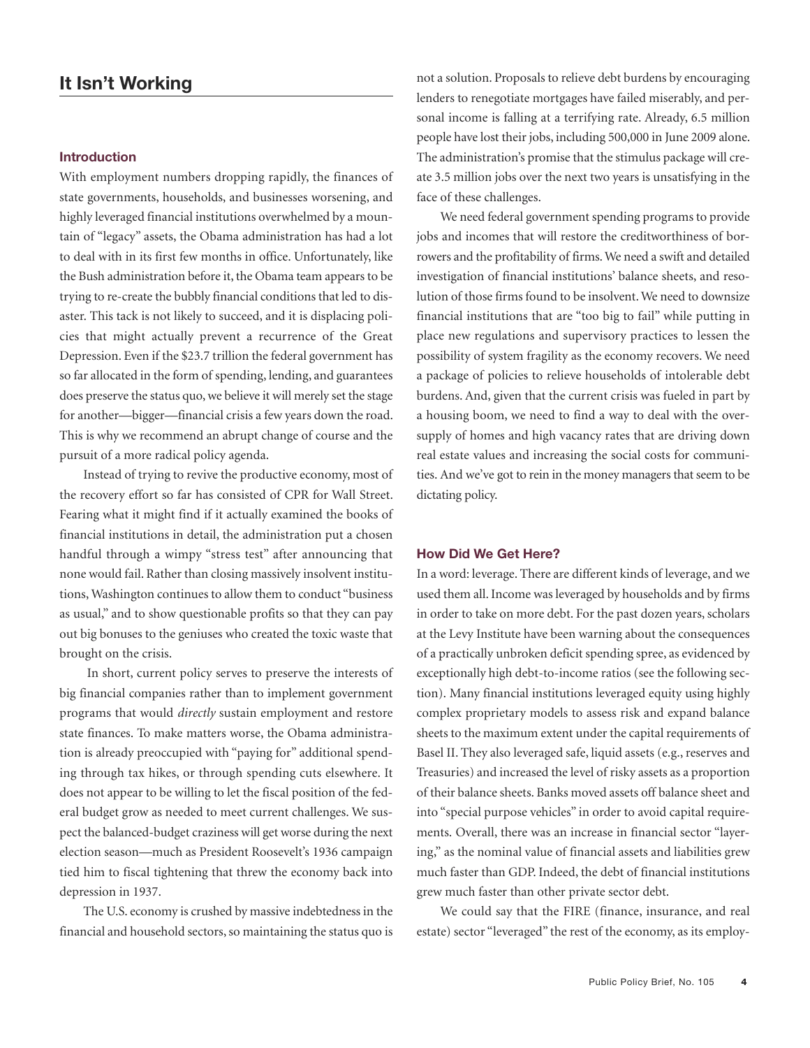## It Isn't Working

### Introduction

With employment numbers dropping rapidly, the finances of state governments, households, and businesses worsening, and highly leveraged financial institutions overwhelmed by a mountain of "legacy" assets, the Obama administration has had a lot to deal with in its first few months in office. Unfortunately, like the Bush administration before it, the Obama team appears to be trying to re-create the bubbly financial conditions that led to disaster. This tack is not likely to succeed, and it is displacing policies that might actually prevent a recurrence of the Great Depression. Even if the $23.7 trillion the federal government has so far allocated in the form of spending, lending, and guarantees does preserve the status quo, we believe it will merely set the stage for another—bigger—financial crisis a few years down the road. This is why we recommend an abrupt change of course and the pursuit of a more radical policy agenda.

Instead of trying to revive the productive economy, most of the recovery effort so far has consisted of CPR for Wall Street. Fearing what it might find if it actually examined the books of financial institutions in detail, the administration put a chosen handful through a wimpy "stress test" after announcing that none would fail. Rather than closing massively insolvent institutions, Washington continues to allow them to conduct "business as usual," and to show questionable profits so that they can pay out big bonuses to the geniuses who created the toxic waste that brought on the crisis.

In short, current policy serves to preserve the interests of big financial companies rather than to implement government programs that would *directly* sustain employment and restore state finances. To make matters worse, the Obama administration is already preoccupied with "paying for" additional spending through tax hikes, or through spending cuts elsewhere. It does not appear to be willing to let the fiscal position of the federal budget grow as needed to meet current challenges. We suspect the balanced-budget craziness will get worse during the next election season—much as President Roosevelt's 1936 campaign tied him to fiscal tightening that threw the economy back into depression in 1937.

The U.S. economy is crushed by massive indebtedness in the financial and household sectors, so maintaining the status quo is not a solution. Proposals to relieve debt burdens by encouraging lenders to renegotiate mortgages have failed miserably, and personal income is falling at a terrifying rate. Already, 6.5 million people have lost their jobs, including 500,000 in June 2009 alone. The administration's promise that the stimulus package will create 3.5 million jobs over the next two years is unsatisfying in the face of these challenges.

We need federal government spending programs to provide jobs and incomes that will restore the creditworthiness of borrowers and the profitability of firms. We need a swift and detailed investigation of financial institutions' balance sheets, and resolution of those firms found to be insolvent. We need to downsize financial institutions that are "too big to fail" while putting in place new regulations and supervisory practices to lessen the possibility of system fragility as the economy recovers. We need a package of policies to relieve households of intolerable debt burdens. And, given that the current crisis was fueled in part by a housing boom, we need to find a way to deal with the oversupply of homes and high vacancy rates that are driving down real estate values and increasing the social costs for communities. And we've got to rein in the money managers that seem to be dictating policy.

### How Did We Get Here?

In a word: leverage. There are different kinds of leverage, and we used them all. Income was leveraged by households and by firms in order to take on more debt. For the past dozen years, scholars at the Levy Institute have been warning about the consequences of a practically unbroken deficit spending spree, as evidenced by exceptionally high debt-to-income ratios (see the following section). Many financial institutions leveraged equity using highly complex proprietary models to assess risk and expand balance sheets to the maximum extent under the capital requirements of Basel II. They also leveraged safe, liquid assets (e.g., reserves and Treasuries) and increased the level of risky assets as a proportion of their balance sheets. Banks moved assets off balance sheet and into "special purpose vehicles" in order to avoid capital requirements. Overall, there was an increase in financial sector "layering," as the nominal value of financial assets and liabilities grew much faster than GDP. Indeed, the debt of financial institutions grew much faster than other private sector debt.

We could say that the FIRE (finance, insurance, and real estate) sector "leveraged" the rest of the economy, as its employ-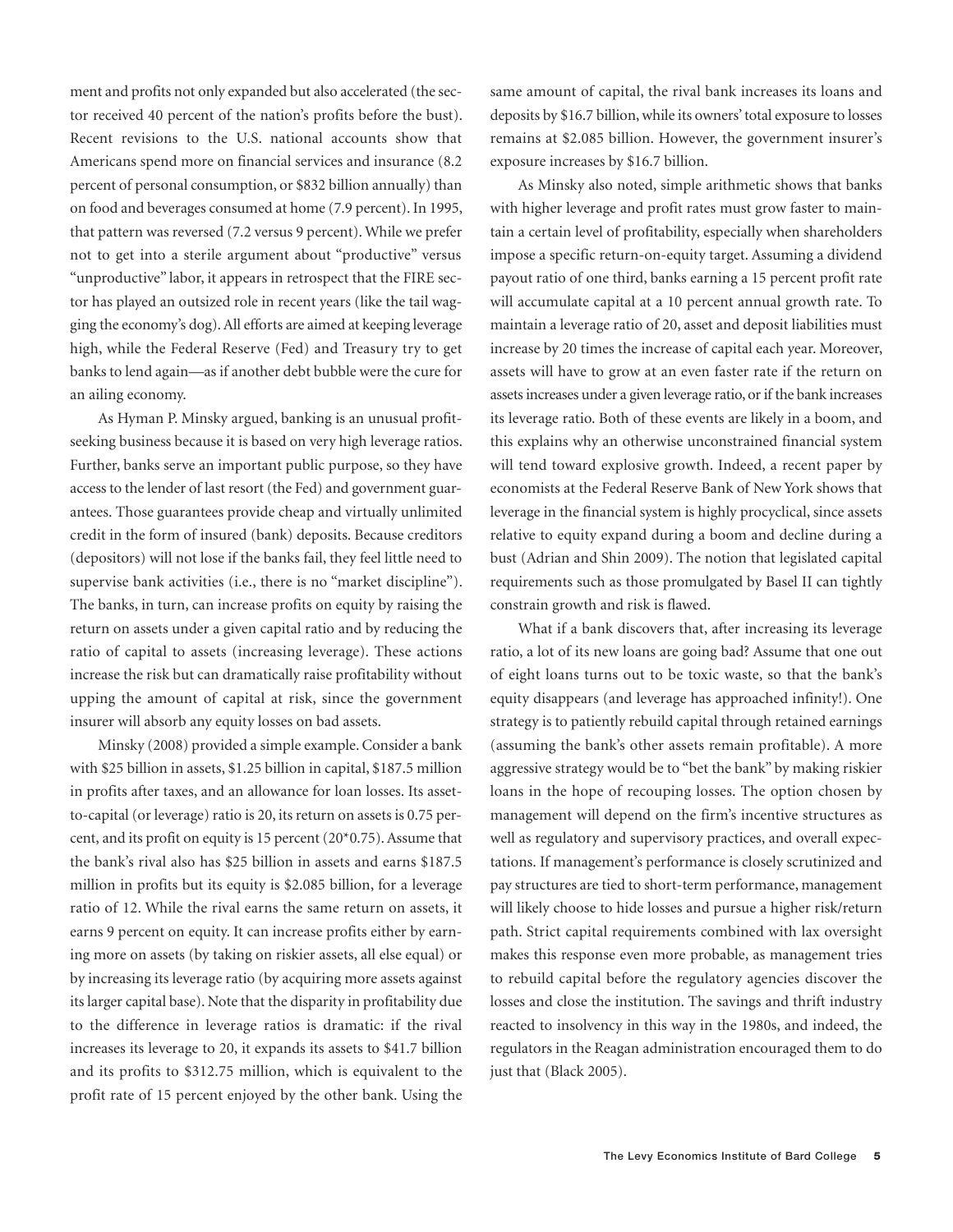ment and profits not only expanded but also accelerated (the sector received 40 percent of the nation's profits before the bust). Recent revisions to the U.S. national accounts show that Americans spend more on financial services and insurance (8.2 percent of personal consumption, or $832 billion annually) than on food and beverages consumed at home (7.9 percent). In 1995, that pattern was reversed (7.2 versus 9 percent). While we prefer not to get into a sterile argument about "productive" versus "unproductive" labor, it appears in retrospect that the FIRE sector has played an outsized role in recent years (like the tail wagging the economy's dog). All efforts are aimed at keeping leverage high, while the Federal Reserve (Fed) and Treasury try to get banks to lend again—as if another debt bubble were the cure for an ailing economy.

As Hyman P. Minsky argued, banking is an unusual profit-seeking business because it is based on very high leverage ratios. Further, banks serve an important public purpose, so they have access to the lender of last resort (the Fed) and government guarantees. Those guarantees provide cheap and virtually unlimited credit in the form of insured (bank) deposits. Because creditors (depositors) will not lose if the banks fail, they feel little need to supervise bank activities (i.e., there is no "market discipline"). The banks, in turn, can increase profits on equity by raising the return on assets under a given capital ratio and by reducing the ratio of capital to assets (increasing leverage). These actions increase the risk but can dramatically raise profitability without upping the amount of capital at risk, since the government insurer will absorb any equity losses on bad assets.

Minsky (2008) provided a simple example. Consider a bank with $25 billion in assets, $1.25 billion in capital, $187.5 million in profits after taxes, and an allowance for loan losses. Its asset-to-capital (or leverage) ratio is 20, its return on assets is 0.75 percent, and its profit on equity is 15 percent (20*0.75). Assume that the bank's rival also has $25 billion in assets and earns $187.5 million in profits but its equity is $2.085 billion, for a leverage ratio of 12. While the rival earns the same return on assets, it earns 9 percent on equity. It can increase profits either by earning more on assets (by taking on riskier assets, all else equal) or by increasing its leverage ratio (by acquiring more assets against its larger capital base). Note that the disparity in profitability due to the difference in leverage ratios is dramatic: if the rival increases its leverage to 20, it expands its assets to $41.7 billion and its profits to $312.75 million, which is equivalent to the profit rate of 15 percent enjoyed by the other bank. Using the same amount of capital, the rival bank increases its loans and deposits by $16.7 billion, while its owners' total exposure to losses remains at $2.085 billion. However, the government insurer's exposure increases by $16.7 billion.

As Minsky also noted, simple arithmetic shows that banks with higher leverage and profit rates must grow faster to maintain a certain level of profitability, especially when shareholders impose a specific return-on-equity target. Assuming a dividend payout ratio of one third, banks earning a 15 percent profit rate will accumulate capital at a 10 percent annual growth rate. To maintain a leverage ratio of 20, asset and deposit liabilities must increase by 20 times the increase of capital each year. Moreover, assets will have to grow at an even faster rate if the return on assets increases under a given leverage ratio, or if the bank increases its leverage ratio. Both of these events are likely in a boom, and this explains why an otherwise unconstrained financial system will tend toward explosive growth. Indeed, a recent paper by economists at the Federal Reserve Bank of New York shows that leverage in the financial system is highly procyclical, since assets relative to equity expand during a boom and decline during a bust (Adrian and Shin 2009). The notion that legislated capital requirements such as those promulgated by Basel II can tightly constrain growth and risk is flawed.

What if a bank discovers that, after increasing its leverage ratio, a lot of its new loans are going bad? Assume that one out of eight loans turns out to be toxic waste, so that the bank's equity disappears (and leverage has approached infinity!). One strategy is to patiently rebuild capital through retained earnings (assuming the bank's other assets remain profitable). A more aggressive strategy would be to "bet the bank" by making riskier loans in the hope of recouping losses. The option chosen by management will depend on the firm's incentive structures as well as regulatory and supervisory practices, and overall expectations. If management's performance is closely scrutinized and pay structures are tied to short-term performance, management will likely choose to hide losses and pursue a higher risk/return path. Strict capital requirements combined with lax oversight makes this response even more probable, as management tries to rebuild capital before the regulatory agencies discover the losses and close the institution. The savings and thrift industry reacted to insolvency in this way in the 1980s, and indeed, the regulators in the Reagan administration encouraged them to do just that (Black 2005).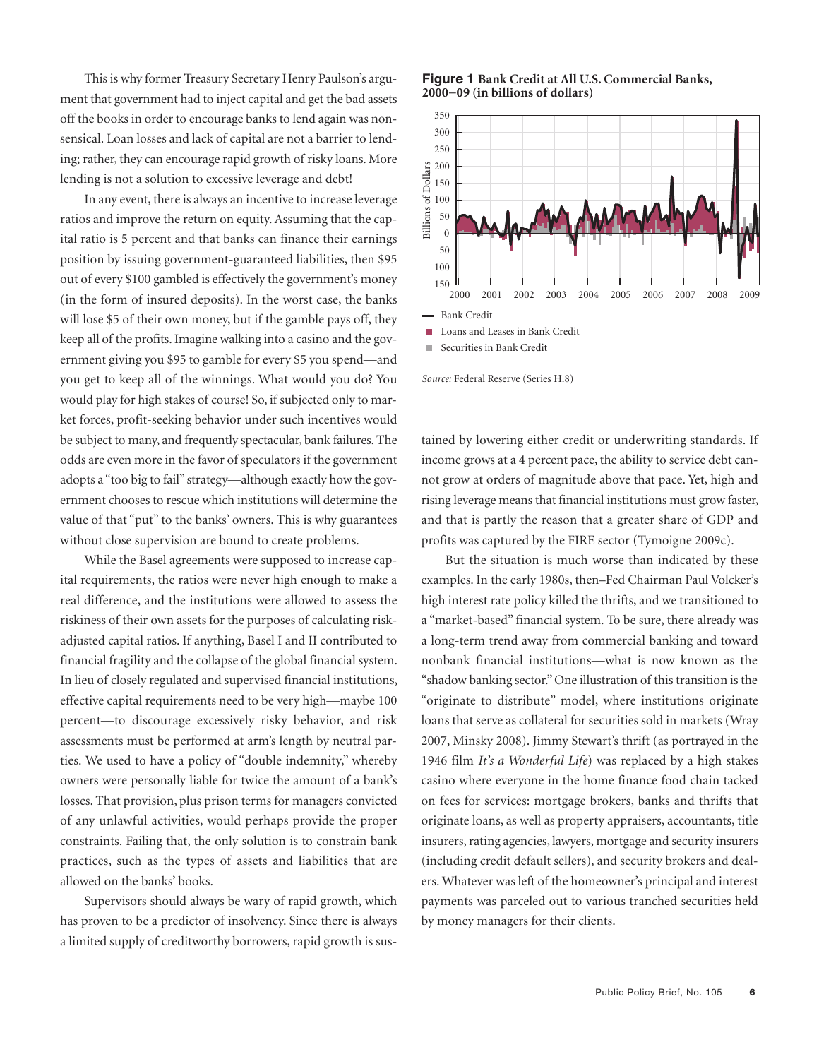This is why former Treasury Secretary Henry Paulson's argument that government had to inject capital and get the bad assets off the books in order to encourage banks to lend again was nonsensical. Loan losses and lack of capital are not a barrier to lending; rather, they can encourage rapid growth of risky loans. More lending is not a solution to excessive leverage and debt!

In any event, there is always an incentive to increase leverage ratios and improve the return on equity. Assuming that the capital ratio is 5 percent and that banks can finance their earnings position by issuing government-guaranteed liabilities, then $95 out of every $100 gambled is effectively the government's money (in the form of insured deposits). In the worst case, the banks will lose $5 of their own money, but if the gamble pays off, they keep all of the profits. Imagine walking into a casino and the government giving you $95 to gamble for every $5 you spend—and you get to keep all of the winnings. What would you do? You would play for high stakes of course! So, if subjected only to market forces, profit-seeking behavior under such incentives would be subject to many, and frequently spectacular, bank failures. The odds are even more in the favor of speculators if the government adopts a "too big to fail" strategy—although exactly how the government chooses to rescue which institutions will determine the value of that "put" to the banks' owners. This is why guarantees without close supervision are bound to create problems.

While the Basel agreements were supposed to increase capital requirements, the ratios were never high enough to make a real difference, and the institutions were allowed to assess the riskiness of their own assets for the purposes of calculating risk-adjusted capital ratios. If anything, Basel I and II contributed to financial fragility and the collapse of the global financial system. In lieu of closely regulated and supervised financial institutions, effective capital requirements need to be very high—maybe 100 percent—to discourage excessively risky behavior, and risk assessments must be performed at arm's length by neutral parties. We used to have a policy of "double indemnity," whereby owners were personally liable for twice the amount of a bank's losses. That provision, plus prison terms for managers convicted of any unlawful activities, would perhaps provide the proper constraints. Failing that, the only solution is to constrain bank practices, such as the types of assets and liabilities that are allowed on the banks' books.

Supervisors should always be wary of rapid growth, which has proven to be a predictor of insolvency. Since there is always a limited supply of creditworthy borrowers, rapid growth is sustained by lowering either credit or underwriting standards. If income grows at a 4 percent pace, the ability to service debt cannot grow at orders of magnitude above that pace. Yet, high and rising leverage means that financial institutions must grow faster, and that is partly the reason that a greater share of GDP and profits was captured by the FIRE sector (Tymoigne 2009c).

**Figure 1 Bank Credit at All U.S. Commercial Banks, 2000–09 (in billions of dollars)**

*Source:* Federal Reserve (Series H.8)

But the situation is much worse than indicated by these examples. In the early 1980s, then–Fed Chairman Paul Volcker's high interest rate policy killed the thrifts, and we transitioned to a "market-based" financial system. To be sure, there already was a long-term trend away from commercial banking and toward nonbank financial institutions—what is now known as the "shadow banking sector." One illustration of this transition is the "originate to distribute" model, where institutions originate loans that serve as collateral for securities sold in markets (Wray 2007, Minsky 2008). Jimmy Stewart's thrift (as portrayed in the 1946 film *It's a Wonderful Life*) was replaced by a high stakes casino where everyone in the home finance food chain tacked on fees for services: mortgage brokers, banks and thrifts that originate loans, as well as property appraisers, accountants, title insurers, rating agencies, lawyers, mortgage and security insurers (including credit default sellers), and security brokers and dealers. Whatever was left of the homeowner's principal and interest payments was parceled out to various tranched securities held by money managers for their clients.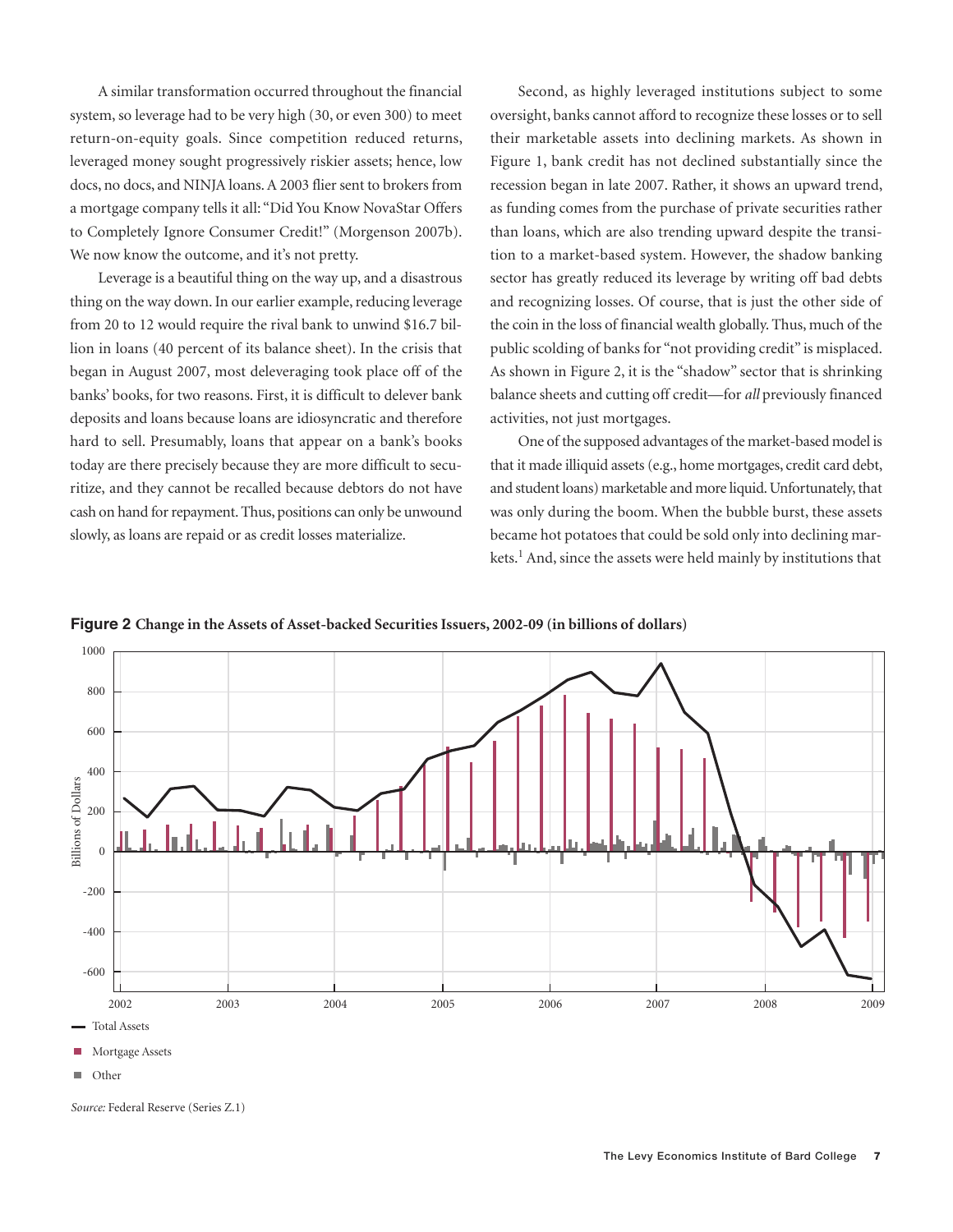A similar transformation occurred throughout the financial system, so leverage had to be very high (30, or even 300) to meet return-on-equity goals. Since competition reduced returns, leveraged money sought progressively riskier assets; hence, low docs, no docs, and NINJA loans. A 2003 flier sent to brokers from a mortgage company tells it all: "Did You Know NovaStar Offers to Completely Ignore Consumer Credit!" (Morgenson 2007b). We now know the outcome, and it's not pretty.

Leverage is a beautiful thing on the way up, and a disastrous thing on the way down. In our earlier example, reducing leverage from 20 to 12 would require the rival bank to unwind $16.7 billion in loans (40 percent of its balance sheet). In the crisis that began in August 2007, most deleveraging took place off of the banks' books, for two reasons. First, it is difficult to delever bank deposits and loans because loans are idiosyncratic and therefore hard to sell. Presumably, loans that appear on a bank's books today are there precisely because they are more difficult to securitize, and they cannot be recalled because debtors do not have cash on hand for repayment. Thus, positions can only be unwound slowly, as loans are repaid or as credit losses materialize.

Second, as highly leveraged institutions subject to some oversight, banks cannot afford to recognize these losses or to sell their marketable assets into declining markets. As shown in Figure 1, bank credit has not declined substantially since the recession began in late 2007. Rather, it shows an upward trend, as funding comes from the purchase of private securities rather than loans, which are also trending upward despite the transition to a market-based system. However, the shadow banking sector has greatly reduced its leverage by writing off bad debts and recognizing losses. Of course, that is just the other side of the coin in the loss of financial wealth globally. Thus, much of the public scolding of banks for "not providing credit" is misplaced. As shown in Figure 2, it is the "shadow" sector that is shrinking balance sheets and cutting off credit—for *all* previously financed activities, not just mortgages.

One of the supposed advantages of the market-based model is that it made illiquid assets (e.g., home mortgages, credit card debt, and student loans) marketable and more liquid. Unfortunately, that was only during the boom. When the bubble burst, these assets became hot potatoes that could be sold only into declining markets.[1] And, since the assets were held mainly by institutions that

**Figure 2** **Change in the Assets of Asset-backed Securities Issuers, 2002-09 (in billions of dollars)**

*Source:* Federal Reserve (Series Z.1)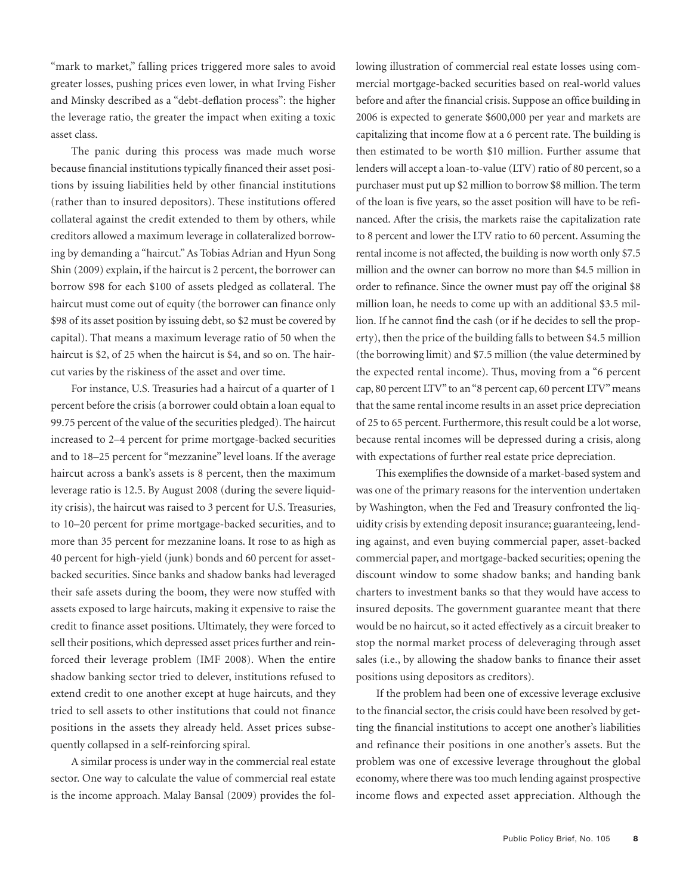"mark to market," falling prices triggered more sales to avoid greater losses, pushing prices even lower, in what Irving Fisher and Minsky described as a "debt-deflation process": the higher the leverage ratio, the greater the impact when exiting a toxic asset class.

The panic during this process was made much worse because financial institutions typically financed their asset positions by issuing liabilities held by other financial institutions (rather than to insured depositors). These institutions offered collateral against the credit extended to them by others, while creditors allowed a maximum leverage in collateralized borrowing by demanding a "haircut." As Tobias Adrian and Hyun Song Shin (2009) explain, if the haircut is 2 percent, the borrower can borrow \$98 for each \$100 of assets pledged as collateral. The haircut must come out of equity (the borrower can finance only \$98 of its asset position by issuing debt, so \$2 must be covered by capital). That means a maximum leverage ratio of 50 when the haircut is \$2, of 25 when the haircut is \$4, and so on. The haircut varies by the riskiness of the asset and over time.

For instance, U.S. Treasuries had a haircut of a quarter of 1 percent before the crisis (a borrower could obtain a loan equal to 99.75 percent of the value of the securities pledged). The haircut increased to 2–4 percent for prime mortgage-backed securities and to 18–25 percent for "mezzanine" level loans. If the average haircut across a bank's assets is 8 percent, then the maximum leverage ratio is 12.5. By August 2008 (during the severe liquidity crisis), the haircut was raised to 3 percent for U.S. Treasuries, to 10–20 percent for prime mortgage-backed securities, and to more than 35 percent for mezzanine loans. It rose to as high as 40 percent for high-yield (junk) bonds and 60 percent for asset-backed securities. Since banks and shadow banks had leveraged their safe assets during the boom, they were now stuffed with assets exposed to large haircuts, making it expensive to raise the credit to finance asset positions. Ultimately, they were forced to sell their positions, which depressed asset prices further and reinforced their leverage problem (IMF 2008). When the entire shadow banking sector tried to delever, institutions refused to extend credit to one another except at huge haircuts, and they tried to sell assets to other institutions that could not finance positions in the assets they already held. Asset prices subsequently collapsed in a self-reinforcing spiral.

A similar process is under way in the commercial real estate sector. One way to calculate the value of commercial real estate is the income approach. Malay Bansal (2009) provides the following illustration of commercial real estate losses using commercial mortgage-backed securities based on real-world values before and after the financial crisis. Suppose an office building in 2006 is expected to generate \$600,000 per year and markets are capitalizing that income flow at a 6 percent rate. The building is then estimated to be worth \$10 million. Further assume that lenders will accept a loan-to-value (LTV) ratio of 80 percent, so a purchaser must put up \$2 million to borrow \$8 million. The term of the loan is five years, so the asset position will have to be refinanced. After the crisis, the markets raise the capitalization rate to 8 percent and lower the LTV ratio to 60 percent. Assuming the rental income is not affected, the building is now worth only \$7.5 million and the owner can borrow no more than \$4.5 million in order to refinance. Since the owner must pay off the original \$8 million loan, he needs to come up with an additional \$3.5 million. If he cannot find the cash (or if he decides to sell the property), then the price of the building falls to between \$4.5 million (the borrowing limit) and \$7.5 million (the value determined by the expected rental income). Thus, moving from a "6 percent cap, 80 percent LTV" to an "8 percent cap, 60 percent LTV" means that the same rental income results in an asset price depreciation of 25 to 65 percent. Furthermore, this result could be a lot worse, because rental incomes will be depressed during a crisis, along with expectations of further real estate price depreciation.

This exemplifies the downside of a market-based system and was one of the primary reasons for the intervention undertaken by Washington, when the Fed and Treasury confronted the liquidity crisis by extending deposit insurance; guaranteeing, lending against, and even buying commercial paper, asset-backed commercial paper, and mortgage-backed securities; opening the discount window to some shadow banks; and handing bank charters to investment banks so that they would have access to insured deposits. The government guarantee meant that there would be no haircut, so it acted effectively as a circuit breaker to stop the normal market process of deleveraging through asset sales (i.e., by allowing the shadow banks to finance their asset positions using depositors as creditors).

If the problem had been one of excessive leverage exclusive to the financial sector, the crisis could have been resolved by getting the financial institutions to accept one another's liabilities and refinance their positions in one another's assets. But the problem was one of excessive leverage throughout the global economy, where there was too much lending against prospective income flows and expected asset appreciation. Although the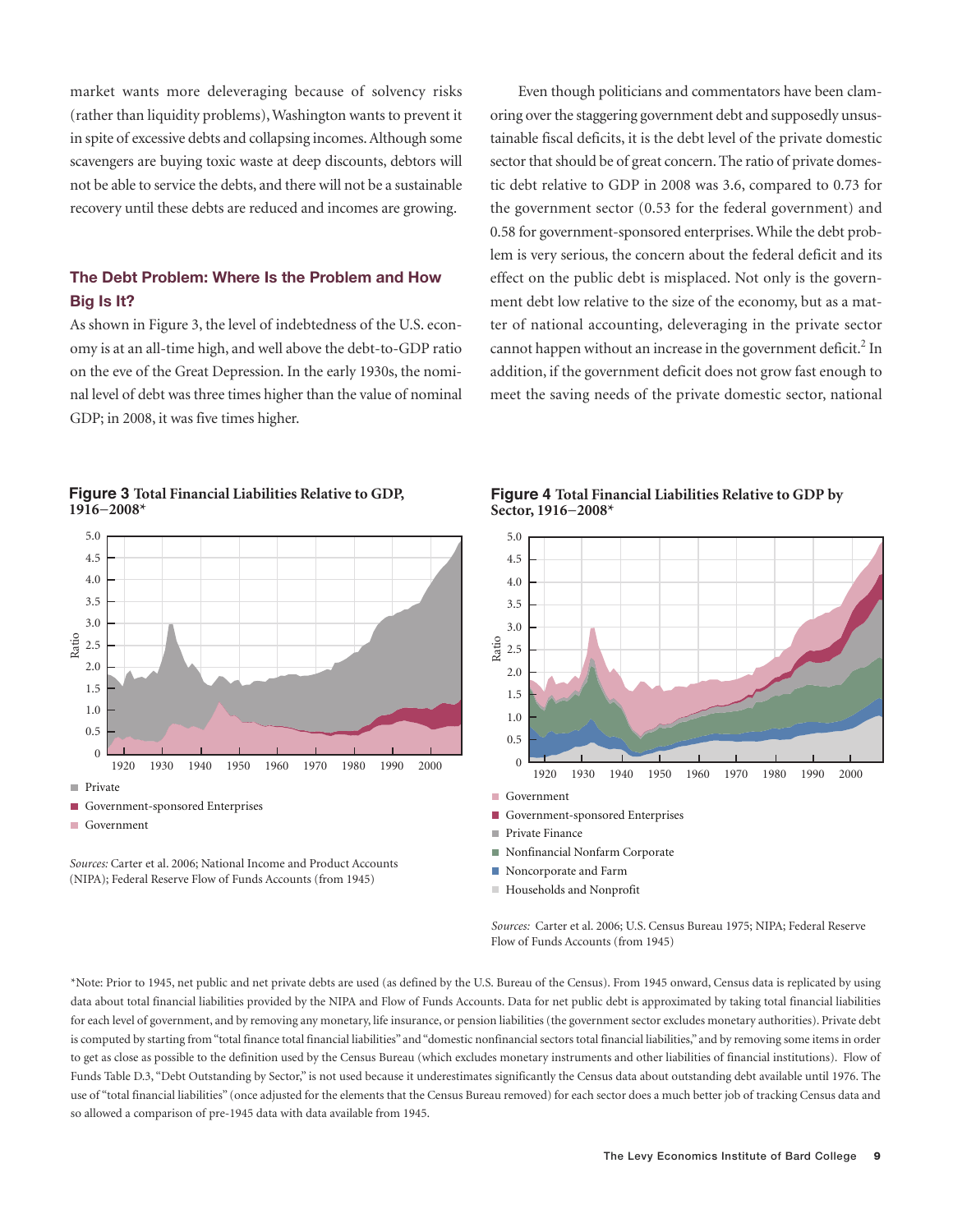market wants more deleveraging because of solvency risks (rather than liquidity problems), Washington wants to prevent it in spite of excessive debts and collapsing incomes. Although some scavengers are buying toxic waste at deep discounts, debtors will not be able to service the debts, and there will not be a sustainable recovery until these debts are reduced and incomes are growing.

## The Debt Problem: Where Is the Problem and How Big Is It?

As shown in Figure 3, the level of indebtedness of the U.S. economy is at an all-time high, and well above the debt-to-GDP ratio on the eve of the Great Depression. In the early 1930s, the nominal level of debt was three times higher than the value of nominal GDP; in 2008, it was five times higher.

Even though politicians and commentators have been clamoring over the staggering government debt and supposedly unsustainable fiscal deficits, it is the debt level of the private domestic sector that should be of great concern. The ratio of private domestic debt relative to GDP in 2008 was 3.6, compared to 0.73 for the government sector (0.53 for the federal government) and 0.58 for government-sponsored enterprises. While the debt problem is very serious, the concern about the federal deficit and its effect on the public debt is misplaced. Not only is the government debt low relative to the size of the economy, but as a matter of national accounting, deleveraging in the private sector cannot happen without an increase in the government deficit.[2] In addition, if the government deficit does not grow fast enough to meet the saving needs of the private domestic sector, national

**Figure 3** **Total Financial Liabilities Relative to GDP, 1916–2008***

- Private
- Government-sponsored Enterprises
- Government

*Sources:* Carter et al. 2006; National Income and Product Accounts (NIPA); Federal Reserve Flow of Funds Accounts (from 1945)

**Figure 4** **Total Financial Liabilities Relative to GDP by Sector, 1916–2008***

- Government
- Government-sponsored Enterprises
- Private Finance
- Nonfinancial Nonfarm Corporate
- Noncorporate and Farm
- Households and Nonprofit

*Sources:* Carter et al. 2006; U.S. Census Bureau 1975; NIPA; Federal Reserve Flow of Funds Accounts (from 1945)

*Note: Prior to 1945, net public and net private debts are used (as defined by the U.S. Bureau of the Census). From 1945 onward, Census data is replicated by using data about total financial liabilities provided by the NIPA and Flow of Funds Accounts. Data for net public debt is approximated by taking total financial liabilities for each level of government, and by removing any monetary, life insurance, or pension liabilities (the government sector excludes monetary authorities). Private debt is computed by starting from "total finance total financial liabilities" and "domestic nonfinancial sectors total financial liabilities," and by removing some items in order to get as close as possible to the definition used by the Census Bureau (which excludes monetary instruments and other liabilities of financial institutions). Flow of Funds Table D.3, "Debt Outstanding by Sector," is not used because it underestimates significantly the Census data about outstanding debt available until 1976. The use of "total financial liabilities" (once adjusted for the elements that the Census Bureau removed) for each sector does a much better job of tracking Census data and so allowed a comparison of pre-1945 data with data available from 1945.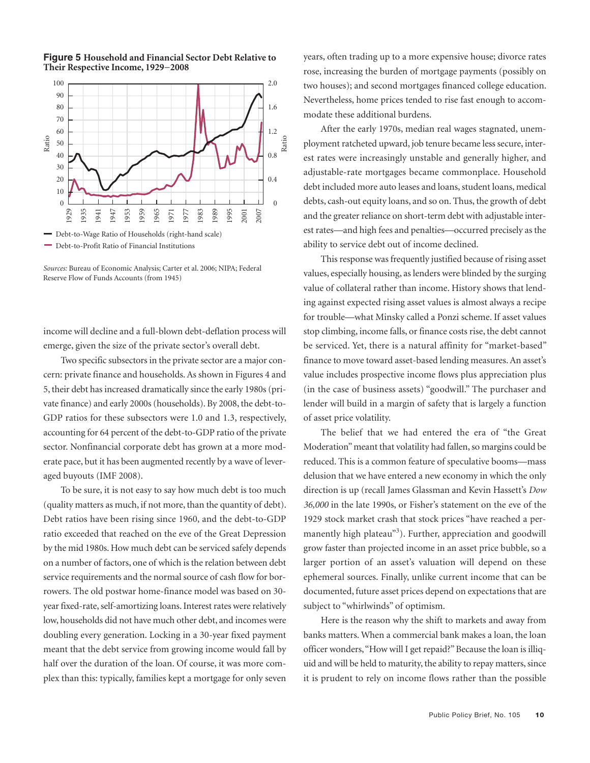**Figure 5** **Household and Financial Sector Debt Relative to Their Respective Income, 1929–2008**

— Debt-to-Wage Ratio of Households (right-hand scale)
— Debt-to-Profit Ratio of Financial Institutions

*Sources:* Bureau of Economic Analysis; Carter et al. 2006; NIPA; Federal Reserve Flow of Funds Accounts (from 1945)

income will decline and a full-blown debt-deflation process will emerge, given the size of the private sector's overall debt.

Two specific subsectors in the private sector are a major concern: private finance and households. As shown in Figures 4 and 5, their debt has increased dramatically since the early 1980s (private finance) and early 2000s (households). By 2008, the debt-to-GDP ratios for these subsectors were 1.0 and 1.3, respectively, accounting for 64 percent of the debt-to-GDP ratio of the private sector. Nonfinancial corporate debt has grown at a more moderate pace, but it has been augmented recently by a wave of leveraged buyouts (IMF 2008).

To be sure, it is not easy to say how much debt is too much (quality matters as much, if not more, than the quantity of debt). Debt ratios have been rising since 1960, and the debt-to-GDP ratio exceeded that reached on the eve of the Great Depression by the mid 1980s. How much debt can be serviced safely depends on a number of factors, one of which is the relation between debt service requirements and the normal source of cash flow for borrowers. The old postwar home-finance model was based on 30-year fixed-rate, self-amortizing loans. Interest rates were relatively low, households did not have much other debt, and incomes were doubling every generation. Locking in a 30-year fixed payment meant that the debt service from growing income would fall by half over the duration of the loan. Of course, it was more complex than this: typically, families kept a mortgage for only seven years, often trading up to a more expensive house; divorce rates rose, increasing the burden of mortgage payments (possibly on two houses); and second mortgages financed college education. Nevertheless, home prices tended to rise fast enough to accommodate these additional burdens.

After the early 1970s, median real wages stagnated, unemployment ratcheted upward, job tenure became less secure, interest rates were increasingly unstable and generally higher, and adjustable-rate mortgages became commonplace. Household debt included more auto leases and loans, student loans, medical debts, cash-out equity loans, and so on. Thus, the growth of debt and the greater reliance on short-term debt with adjustable interest rates—and high fees and penalties—occurred precisely as the ability to service debt out of income declined.

This response was frequently justified because of rising asset values, especially housing, as lenders were blinded by the surging value of collateral rather than income. History shows that lending against expected rising asset values is almost always a recipe for trouble—what Minsky called a Ponzi scheme. If asset values stop climbing, income falls, or finance costs rise, the debt cannot be serviced. Yet, there is a natural affinity for "market-based" finance to move toward asset-based lending measures. An asset's value includes prospective income flows plus appreciation plus (in the case of business assets) "goodwill." The purchaser and lender will build in a margin of safety that is largely a function of asset price volatility.

The belief that we had entered the era of "the Great Moderation" meant that volatility had fallen, so margins could be reduced. This is a common feature of speculative booms—mass delusion that we have entered a new economy in which the only direction is up (recall James Glassman and Kevin Hassett's *Dow 36,000* in the late 1990s, or Fisher's statement on the eve of the 1929 stock market crash that stock prices "have reached a permanently high plateau"[3]). Further, appreciation and goodwill grow faster than projected income in an asset price bubble, so a larger portion of an asset's valuation will depend on these ephemeral sources. Finally, unlike current income that can be documented, future asset prices depend on expectations that are subject to "whirlwinds" of optimism.

Here is the reason why the shift to markets and away from banks matters. When a commercial bank makes a loan, the loan officer wonders, "How will I get repaid?" Because the loan is illiquid and will be held to maturity, the ability to repay matters, since it is prudent to rely on income flows rather than the possible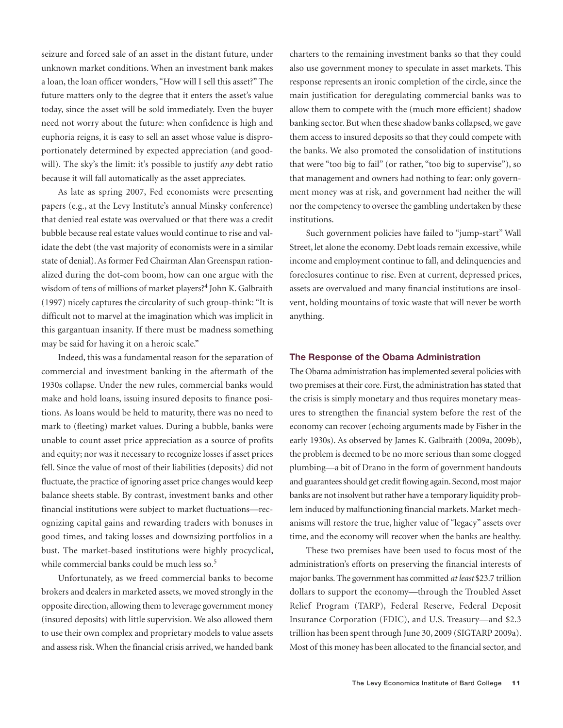seizure and forced sale of an asset in the distant future, under unknown market conditions. When an investment bank makes a loan, the loan officer wonders, "How will I sell this asset?" The future matters only to the degree that it enters the asset's value today, since the asset will be sold immediately. Even the buyer need not worry about the future: when confidence is high and euphoria reigns, it is easy to sell an asset whose value is disproportionately determined by expected appreciation (and goodwill). The sky's the limit: it's possible to justify *any* debt ratio because it will fall automatically as the asset appreciates.

As late as spring 2007, Fed economists were presenting papers (e.g., at the Levy Institute's annual Minsky conference) that denied real estate was overvalued or that there was a credit bubble because real estate values would continue to rise and validate the debt (the vast majority of economists were in a similar state of denial). As former Fed Chairman Alan Greenspan rationalized during the dot-com boom, how can one argue with the wisdom of tens of millions of market players?[4] John K. Galbraith (1997) nicely captures the circularity of such group-think: "It is difficult not to marvel at the imagination which was implicit in this gargantuan insanity. If there must be madness something may be said for having it on a heroic scale."

Indeed, this was a fundamental reason for the separation of commercial and investment banking in the aftermath of the 1930s collapse. Under the new rules, commercial banks would make and hold loans, issuing insured deposits to finance positions. As loans would be held to maturity, there was no need to mark to (fleeting) market values. During a bubble, banks were unable to count asset price appreciation as a source of profits and equity; nor was it necessary to recognize losses if asset prices fell. Since the value of most of their liabilities (deposits) did not fluctuate, the practice of ignoring asset price changes would keep balance sheets stable. By contrast, investment banks and other financial institutions were subject to market fluctuations—recognizing capital gains and rewarding traders with bonuses in good times, and taking losses and downsizing portfolios in a bust. The market-based institutions were highly procyclical, while commercial banks could be much less so.[5]

Unfortunately, as we freed commercial banks to become brokers and dealers in marketed assets, we moved strongly in the opposite direction, allowing them to leverage government money (insured deposits) with little supervision. We also allowed them to use their own complex and proprietary models to value assets and assess risk. When the financial crisis arrived, we handed bank charters to the remaining investment banks so that they could also use government money to speculate in asset markets. This response represents an ironic completion of the circle, since the main justification for deregulating commercial banks was to allow them to compete with the (much more efficient) shadow banking sector. But when these shadow banks collapsed, we gave them access to insured deposits so that they could compete with the banks. We also promoted the consolidation of institutions that were "too big to fail" (or rather, "too big to supervise"), so that management and owners had nothing to fear: only government money was at risk, and government had neither the will nor the competency to oversee the gambling undertaken by these institutions.

Such government policies have failed to "jump-start" Wall Street, let alone the economy. Debt loads remain excessive, while income and employment continue to fall, and delinquencies and foreclosures continue to rise. Even at current, depressed prices, assets are overvalued and many financial institutions are insolvent, holding mountains of toxic waste that will never be worth anything.

## The Response of the Obama Administration

The Obama administration has implemented several policies with two premises at their core. First, the administration has stated that the crisis is simply monetary and thus requires monetary measures to strengthen the financial system before the rest of the economy can recover (echoing arguments made by Fisher in the early 1930s). As observed by James K. Galbraith (2009a, 2009b), the problem is deemed to be no more serious than some clogged plumbing—a bit of Drano in the form of government handouts and guarantees should get credit flowing again. Second, most major banks are not insolvent but rather have a temporary liquidity problem induced by malfunctioning financial markets. Market mechanisms will restore the true, higher value of "legacy" assets over time, and the economy will recover when the banks are healthy.

These two premises have been used to focus most of the administration's efforts on preserving the financial interests of major banks. The government has committed *at least* $23.7 trillion dollars to support the economy—through the Troubled Asset Relief Program (TARP), Federal Reserve, Federal Deposit Insurance Corporation (FDIC), and U.S. Treasury—and $2.3 trillion has been spent through June 30, 2009 (SIGTARP 2009a). Most of this money has been allocated to the financial sector, and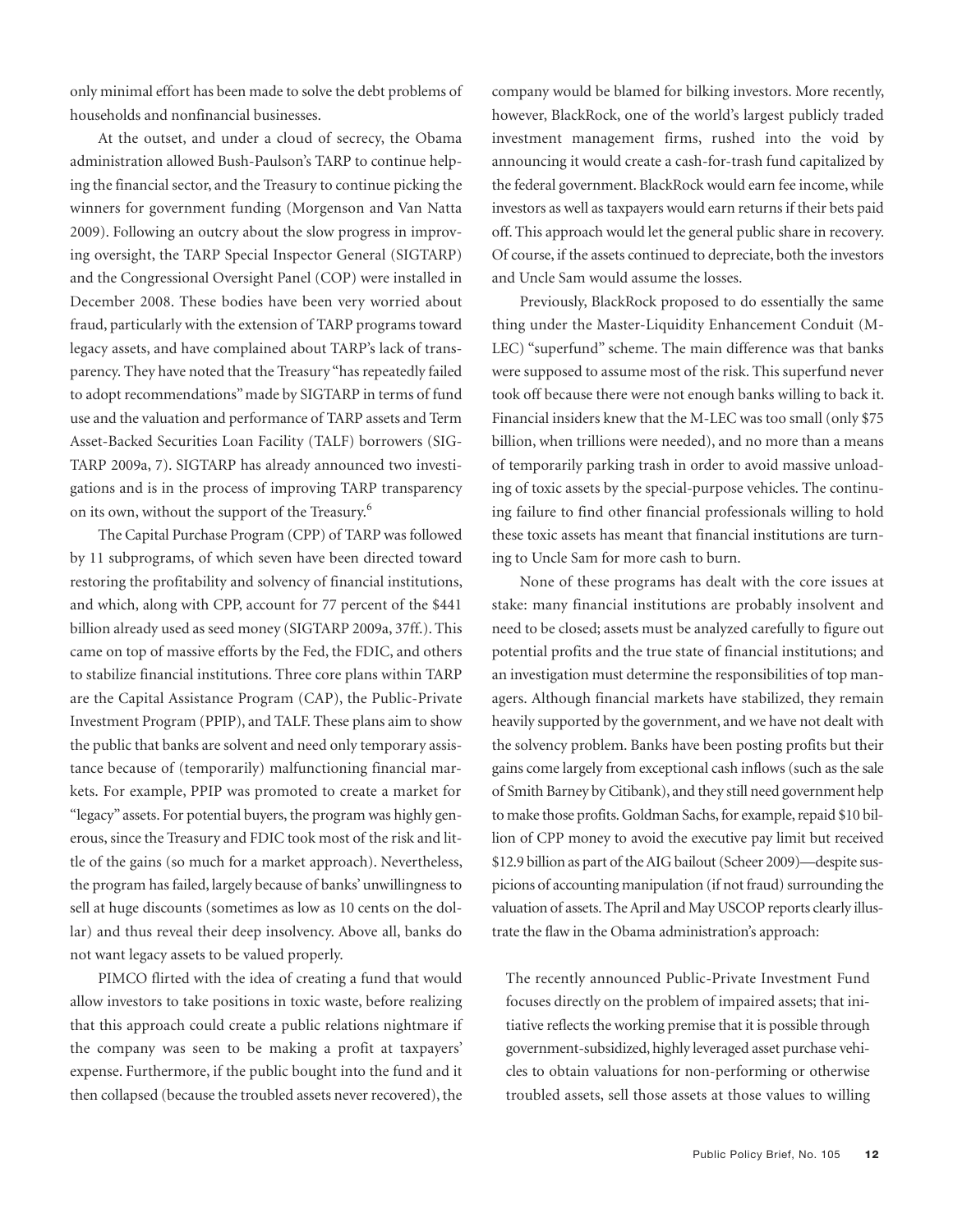only minimal effort has been made to solve the debt problems of households and nonfinancial businesses.

At the outset, and under a cloud of secrecy, the Obama administration allowed Bush-Paulson's TARP to continue helping the financial sector, and the Treasury to continue picking the winners for government funding (Morgenson and Van Natta 2009). Following an outcry about the slow progress in improving oversight, the TARP Special Inspector General (SIGTARP) and the Congressional Oversight Panel (COP) were installed in December 2008. These bodies have been very worried about fraud, particularly with the extension of TARP programs toward legacy assets, and have complained about TARP's lack of transparency. They have noted that the Treasury "has repeatedly failed to adopt recommendations" made by SIGTARP in terms of fund use and the valuation and performance of TARP assets and Term Asset-Backed Securities Loan Facility (TALF) borrowers (SIGTARP 2009a, 7). SIGTARP has already announced two investigations and is in the process of improving TARP transparency on its own, without the support of the Treasury.[6]

The Capital Purchase Program (CPP) of TARP was followed by 11 subprograms, of which seven have been directed toward restoring the profitability and solvency of financial institutions, and which, along with CPP, account for 77 percent of the $441 billion already used as seed money (SIGTARP 2009a, 37ff.). This came on top of massive efforts by the Fed, the FDIC, and others to stabilize financial institutions. Three core plans within TARP are the Capital Assistance Program (CAP), the Public-Private Investment Program (PPIP), and TALF. These plans aim to show the public that banks are solvent and need only temporary assistance because of (temporarily) malfunctioning financial markets. For example, PPIP was promoted to create a market for "legacy" assets. For potential buyers, the program was highly generous, since the Treasury and FDIC took most of the risk and little of the gains (so much for a market approach). Nevertheless, the program has failed, largely because of banks' unwillingness to sell at huge discounts (sometimes as low as 10 cents on the dollar) and thus reveal their deep insolvency. Above all, banks do not want legacy assets to be valued properly.

PIMCO flirted with the idea of creating a fund that would allow investors to take positions in toxic waste, before realizing that this approach could create a public relations nightmare if the company was seen to be making a profit at taxpayers' expense. Furthermore, if the public bought into the fund and it then collapsed (because the troubled assets never recovered), the company would be blamed for bilking investors. More recently, however, BlackRock, one of the world's largest publicly traded investment management firms, rushed into the void by announcing it would create a cash-for-trash fund capitalized by the federal government. BlackRock would earn fee income, while investors as well as taxpayers would earn returns if their bets paid off. This approach would let the general public share in recovery. Of course, if the assets continued to depreciate, both the investors and Uncle Sam would assume the losses.

Previously, BlackRock proposed to do essentially the same thing under the Master-Liquidity Enhancement Conduit (M-LEC) "superfund" scheme. The main difference was that banks were supposed to assume most of the risk. This superfund never took off because there were not enough banks willing to back it. Financial insiders knew that the M-LEC was too small (only $75 billion, when trillions were needed), and no more than a means of temporarily parking trash in order to avoid massive unloading of toxic assets by the special-purpose vehicles. The continuing failure to find other financial professionals willing to hold these toxic assets has meant that financial institutions are turning to Uncle Sam for more cash to burn.

None of these programs has dealt with the core issues at stake: many financial institutions are probably insolvent and need to be closed; assets must be analyzed carefully to figure out potential profits and the true state of financial institutions; and an investigation must determine the responsibilities of top managers. Although financial markets have stabilized, they remain heavily supported by the government, and we have not dealt with the solvency problem. Banks have been posting profits but their gains come largely from exceptional cash inflows (such as the sale of Smith Barney by Citibank), and they still need government help to make those profits. Goldman Sachs, for example, repaid $10 billion of CPP money to avoid the executive pay limit but received $12.9 billion as part of the AIG bailout (Scheer 2009)—despite suspicions of accounting manipulation (if not fraud) surrounding the valuation of assets. The April and May USCOP reports clearly illustrate the flaw in the Obama administration's approach:

> The recently announced Public-Private Investment Fund focuses directly on the problem of impaired assets; that initiative reflects the working premise that it is possible through government-subsidized, highly leveraged asset purchase vehicles to obtain valuations for non-performing or otherwise troubled assets, sell those assets at those values to willing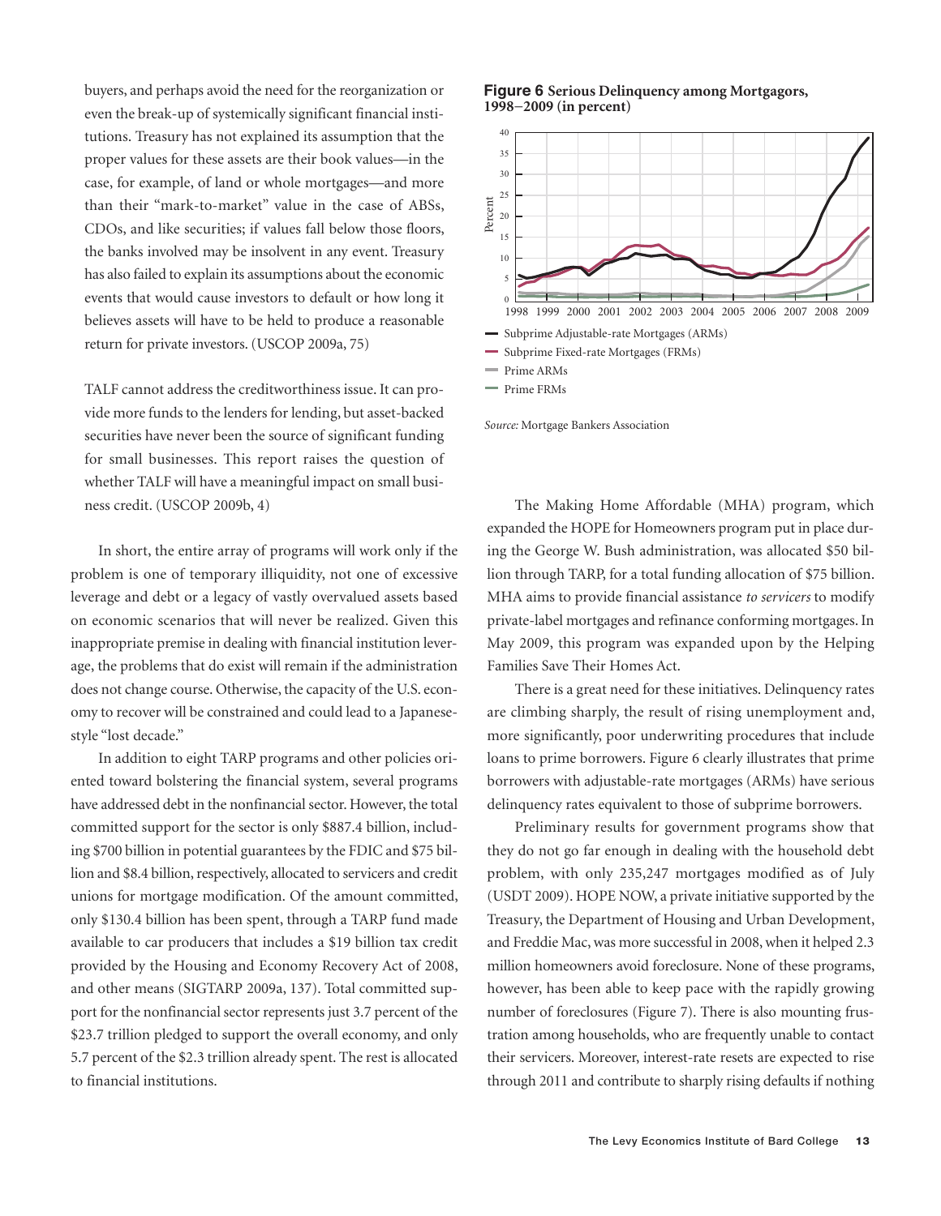buyers, and perhaps avoid the need for the reorganization or even the break-up of systemically significant financial institutions. Treasury has not explained its assumption that the proper values for these assets are their book values—in the case, for example, of land or whole mortgages—and more than their "mark-to-market" value in the case of ABSs, CDOs, and like securities; if values fall below those floors, the banks involved may be insolvent in any event. Treasury has also failed to explain its assumptions about the economic events that would cause investors to default or how long it believes assets will have to be held to produce a reasonable return for private investors. (USCOP 2009a, 75)

TALF cannot address the creditworthiness issue. It can provide more funds to the lenders for lending, but asset-backed securities have never been the source of significant funding for small businesses. This report raises the question of whether TALF will have a meaningful impact on small business credit. (USCOP 2009b, 4)

In short, the entire array of programs will work only if the problem is one of temporary illiquidity, not one of excessive leverage and debt or a legacy of vastly overvalued assets based on economic scenarios that will never be realized. Given this inappropriate premise in dealing with financial institution leverage, the problems that do exist will remain if the administration does not change course. Otherwise, the capacity of the U.S. economy to recover will be constrained and could lead to a Japanese-style "lost decade."

In addition to eight TARP programs and other policies oriented toward bolstering the financial system, several programs have addressed debt in the nonfinancial sector. However, the total committed support for the sector is only $887.4 billion, including $700 billion in potential guarantees by the FDIC and $75 billion and $8.4 billion, respectively, allocated to servicers and credit unions for mortgage modification. Of the amount committed, only $130.4 billion has been spent, through a TARP fund made available to car producers that includes a $19 billion tax credit provided by the Housing and Economy Recovery Act of 2008, and other means (SIGTARP 2009a, 137). Total committed support for the nonfinancial sector represents just 3.7 percent of the $23.7 trillion pledged to support the overall economy, and only 5.7 percent of the $2.3 trillion already spent. The rest is allocated to financial institutions.

**Figure 6** **Serious Delinquency among Mortgagors, 1998–2009 (in percent)**

- Subprime Adjustable-rate Mortgages (ARMs)
- Subprime Fixed-rate Mortgages (FRMs)
- Prime ARMs
- Prime FRMs

*Source:* Mortgage Bankers Association

The Making Home Affordable (MHA) program, which expanded the HOPE for Homeowners program put in place during the George W. Bush administration, was allocated $50 billion through TARP, for a total funding allocation of $75 billion. MHA aims to provide financial assistance *to servicers* to modify private-label mortgages and refinance conforming mortgages. In May 2009, this program was expanded upon by the Helping Families Save Their Homes Act.

There is a great need for these initiatives. Delinquency rates are climbing sharply, the result of rising unemployment and, more significantly, poor underwriting procedures that include loans to prime borrowers. Figure 6 clearly illustrates that prime borrowers with adjustable-rate mortgages (ARMs) have serious delinquency rates equivalent to those of subprime borrowers.

Preliminary results for government programs show that they do not go far enough in dealing with the household debt problem, with only 235,247 mortgages modified as of July (USDT 2009). HOPE NOW, a private initiative supported by the Treasury, the Department of Housing and Urban Development, and Freddie Mac, was more successful in 2008, when it helped 2.3 million homeowners avoid foreclosure. None of these programs, however, has been able to keep pace with the rapidly growing number of foreclosures (Figure 7). There is also mounting frustration among households, who are frequently unable to contact their servicers. Moreover, interest-rate resets are expected to rise through 2011 and contribute to sharply rising defaults if nothing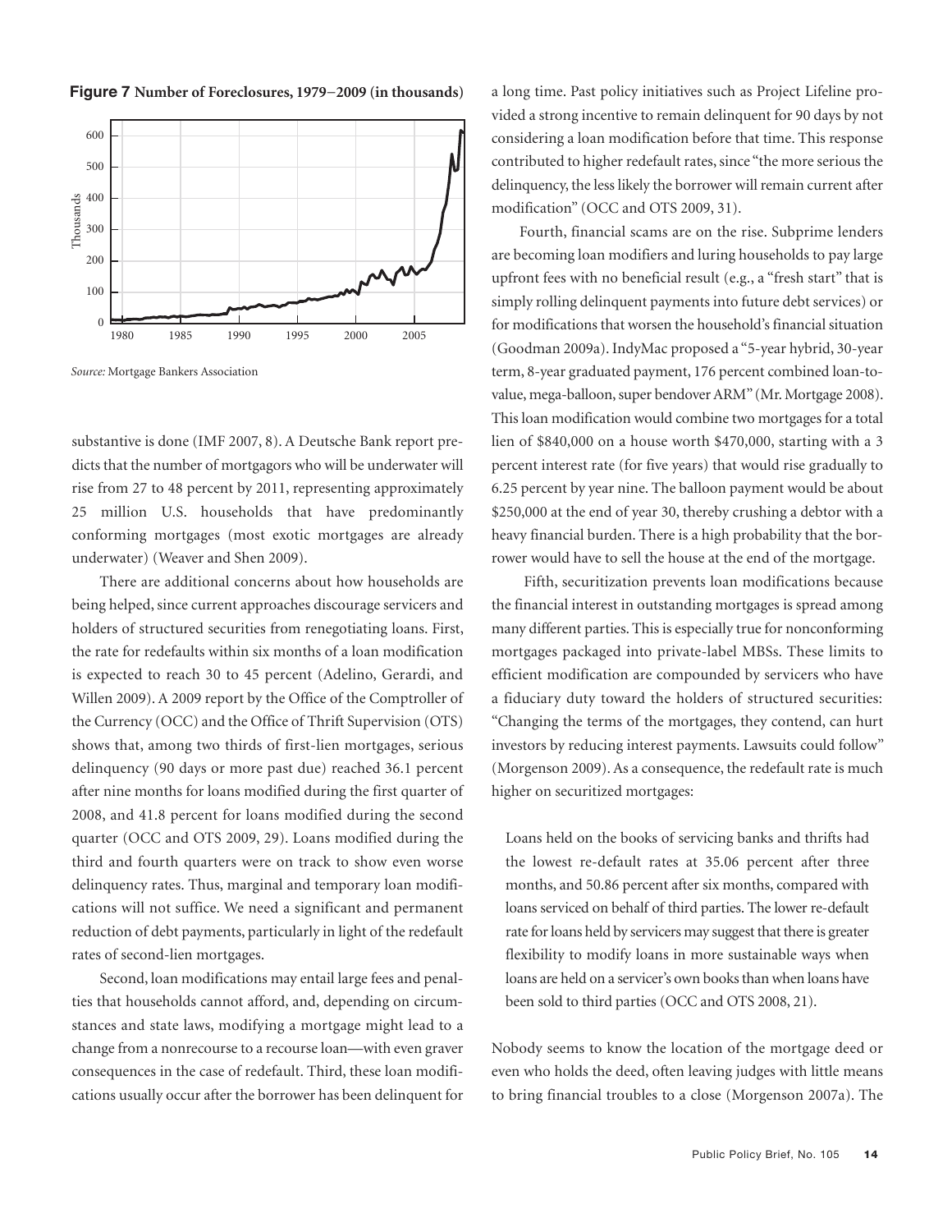**Figure 7 Number of Foreclosures, 1979–2009 (in thousands)**

*Source:* Mortgage Bankers Association

substantive is done (IMF 2007, 8). A Deutsche Bank report predicts that the number of mortgagors who will be underwater will rise from 27 to 48 percent by 2011, representing approximately 25 million U.S. households that have predominantly conforming mortgages (most exotic mortgages are already underwater) (Weaver and Shen 2009).

There are additional concerns about how households are being helped, since current approaches discourage servicers and holders of structured securities from renegotiating loans. First, the rate for redefaults within six months of a loan modification is expected to reach 30 to 45 percent (Adelino, Gerardi, and Willen 2009). A 2009 report by the Office of the Comptroller of the Currency (OCC) and the Office of Thrift Supervision (OTS) shows that, among two thirds of first-lien mortgages, serious delinquency (90 days or more past due) reached 36.1 percent after nine months for loans modified during the first quarter of 2008, and 41.8 percent for loans modified during the second quarter (OCC and OTS 2009, 29). Loans modified during the third and fourth quarters were on track to show even worse delinquency rates. Thus, marginal and temporary loan modifications will not suffice. We need a significant and permanent reduction of debt payments, particularly in light of the redefault rates of second-lien mortgages.

Second, loan modifications may entail large fees and penalties that households cannot afford, and, depending on circumstances and state laws, modifying a mortgage might lead to a change from a nonrecourse to a recourse loan—with even graver consequences in the case of redefault. Third, these loan modifications usually occur after the borrower has been delinquent for a long time. Past policy initiatives such as Project Lifeline provided a strong incentive to remain delinquent for 90 days by not considering a loan modification before that time. This response contributed to higher redefault rates, since "the more serious the delinquency, the less likely the borrower will remain current after modification" (OCC and OTS 2009, 31).

Fourth, financial scams are on the rise. Subprime lenders are becoming loan modifiers and luring households to pay large upfront fees with no beneficial result (e.g., a "fresh start" that is simply rolling delinquent payments into future debt services) or for modifications that worsen the household's financial situation (Goodman 2009a). IndyMac proposed a "5-year hybrid, 30-year term, 8-year graduated payment, 176 percent combined loan-to-value, mega-balloon, super bendover ARM" (Mr. Mortgage 2008). This loan modification would combine two mortgages for a total lien of $840,000 on a house worth $470,000, starting with a 3 percent interest rate (for five years) that would rise gradually to 6.25 percent by year nine. The balloon payment would be about $250,000 at the end of year 30, thereby crushing a debtor with a heavy financial burden. There is a high probability that the borrower would have to sell the house at the end of the mortgage.

Fifth, securitization prevents loan modifications because the financial interest in outstanding mortgages is spread among many different parties. This is especially true for nonconforming mortgages packaged into private-label MBSs. These limits to efficient modification are compounded by servicers who have a fiduciary duty toward the holders of structured securities: "Changing the terms of the mortgages, they contend, can hurt investors by reducing interest payments. Lawsuits could follow" (Morgenson 2009). As a consequence, the redefault rate is much higher on securitized mortgages:

> Loans held on the books of servicing banks and thrifts had the lowest re-default rates at 35.06 percent after three months, and 50.86 percent after six months, compared with loans serviced on behalf of third parties. The lower re-default rate for loans held by servicers may suggest that there is greater flexibility to modify loans in more sustainable ways when loans are held on a servicer's own books than when loans have been sold to third parties (OCC and OTS 2008, 21).

Nobody seems to know the location of the mortgage deed or even who holds the deed, often leaving judges with little means to bring financial troubles to a close (Morgenson 2007a). The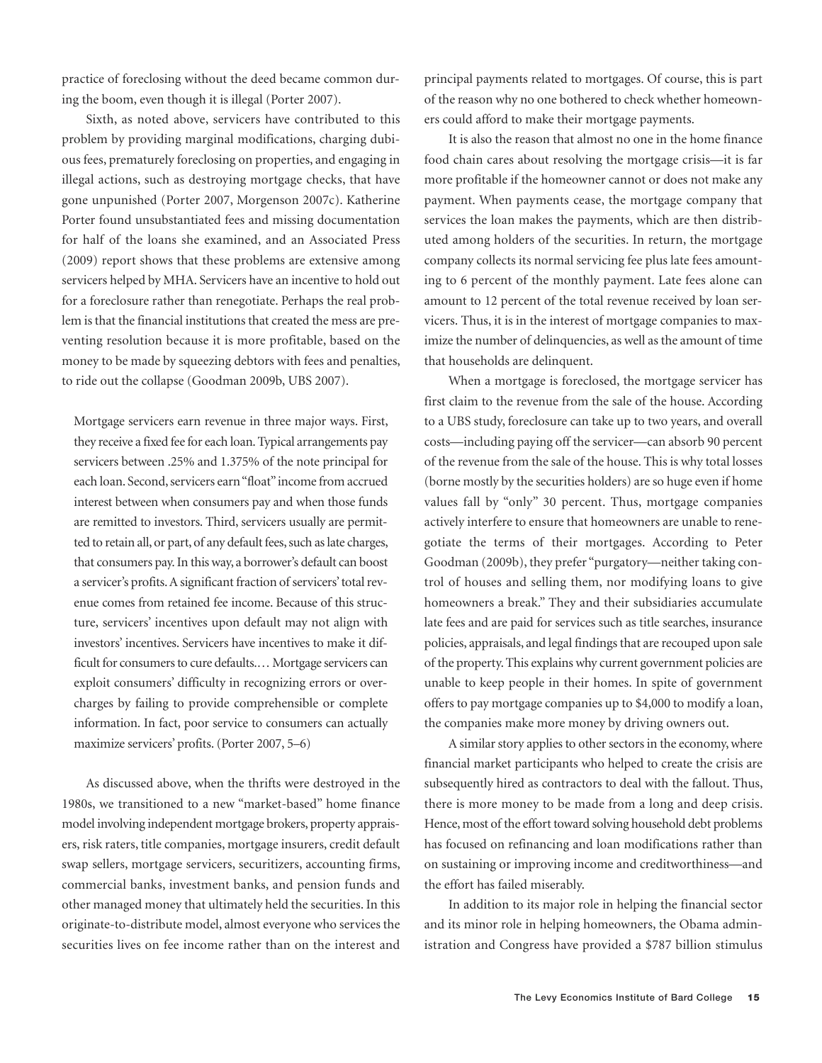practice of foreclosing without the deed became common during the boom, even though it is illegal (Porter 2007).

Sixth, as noted above, servicers have contributed to this problem by providing marginal modifications, charging dubious fees, prematurely foreclosing on properties, and engaging in illegal actions, such as destroying mortgage checks, that have gone unpunished (Porter 2007, Morgenson 2007c). Katherine Porter found unsubstantiated fees and missing documentation for half of the loans she examined, and an Associated Press (2009) report shows that these problems are extensive among servicers helped by MHA. Servicers have an incentive to hold out for a foreclosure rather than renegotiate. Perhaps the real problem is that the financial institutions that created the mess are preventing resolution because it is more profitable, based on the money to be made by squeezing debtors with fees and penalties, to ride out the collapse (Goodman 2009b, UBS 2007).

> Mortgage servicers earn revenue in three major ways. First, they receive a fixed fee for each loan. Typical arrangements pay servicers between .25% and 1.375% of the note principal for each loan. Second, servicers earn "float" income from accrued interest between when consumers pay and when those funds are remitted to investors. Third, servicers usually are permitted to retain all, or part, of any default fees, such as late charges, that consumers pay. In this way, a borrower's default can boost a servicer's profits. A significant fraction of servicers' total revenue comes from retained fee income. Because of this structure, servicers' incentives upon default may not align with investors' incentives. Servicers have incentives to make it difficult for consumers to cure defaults.… Mortgage servicers can exploit consumers' difficulty in recognizing errors or overcharges by failing to provide comprehensible or complete information. In fact, poor service to consumers can actually maximize servicers' profits. (Porter 2007, 5–6)

As discussed above, when the thrifts were destroyed in the 1980s, we transitioned to a new "market-based" home finance model involving independent mortgage brokers, property appraisers, risk raters, title companies, mortgage insurers, credit default swap sellers, mortgage servicers, securitizers, accounting firms, commercial banks, investment banks, and pension funds and other managed money that ultimately held the securities. In this originate-to-distribute model, almost everyone who services the securities lives on fee income rather than on the interest and principal payments related to mortgages. Of course, this is part of the reason why no one bothered to check whether homeowners could afford to make their mortgage payments.

It is also the reason that almost no one in the home finance food chain cares about resolving the mortgage crisis—it is far more profitable if the homeowner cannot or does not make any payment. When payments cease, the mortgage company that services the loan makes the payments, which are then distributed among holders of the securities. In return, the mortgage company collects its normal servicing fee plus late fees amounting to 6 percent of the monthly payment. Late fees alone can amount to 12 percent of the total revenue received by loan servicers. Thus, it is in the interest of mortgage companies to maximize the number of delinquencies, as well as the amount of time that households are delinquent.

When a mortgage is foreclosed, the mortgage servicer has first claim to the revenue from the sale of the house. According to a UBS study, foreclosure can take up to two years, and overall costs—including paying off the servicer—can absorb 90 percent of the revenue from the sale of the house. This is why total losses (borne mostly by the securities holders) are so huge even if home values fall by "only" 30 percent. Thus, mortgage companies actively interfere to ensure that homeowners are unable to renegotiate the terms of their mortgages. According to Peter Goodman (2009b), they prefer "purgatory—neither taking control of houses and selling them, nor modifying loans to give homeowners a break." They and their subsidiaries accumulate late fees and are paid for services such as title searches, insurance policies, appraisals, and legal findings that are recouped upon sale of the property. This explains why current government policies are unable to keep people in their homes. In spite of government offers to pay mortgage companies up to $4,000 to modify a loan, the companies make more money by driving owners out.

A similar story applies to other sectors in the economy, where financial market participants who helped to create the crisis are subsequently hired as contractors to deal with the fallout. Thus, there is more money to be made from a long and deep crisis. Hence, most of the effort toward solving household debt problems has focused on refinancing and loan modifications rather than on sustaining or improving income and creditworthiness—and the effort has failed miserably.

In addition to its major role in helping the financial sector and its minor role in helping homeowners, the Obama administration and Congress have provided a $787 billion stimulus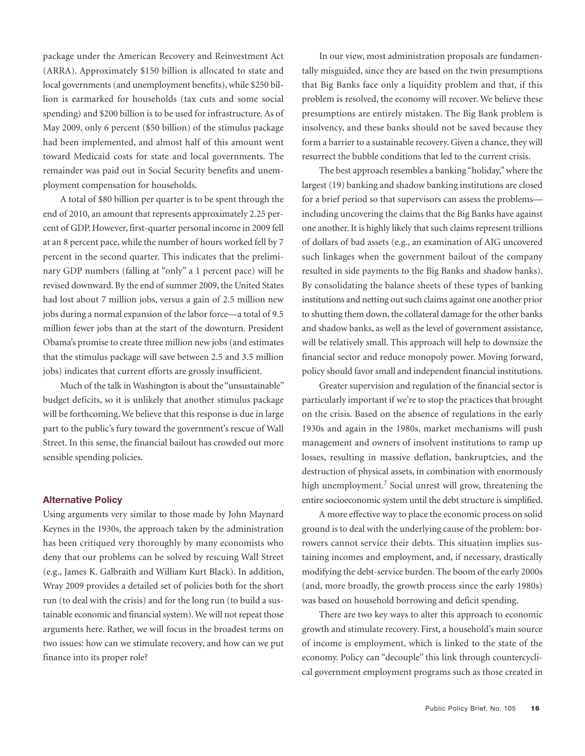package under the American Recovery and Reinvestment Act (ARRA). Approximately $150 billion is allocated to state and local governments (and unemployment benefits), while $250 billion is earmarked for households (tax cuts and some social spending) and $200 billion is to be used for infrastructure. As of May 2009, only 6 percent ($50 billion) of the stimulus package had been implemented, and almost half of this amount went toward Medicaid costs for state and local governments. The remainder was paid out in Social Security benefits and unemployment compensation for households.

A total of $80 billion per quarter is to be spent through the end of 2010, an amount that represents approximately 2.25 percent of GDP. However, first-quarter personal income in 2009 fell at an 8 percent pace, while the number of hours worked fell by 7 percent in the second quarter. This indicates that the preliminary GDP numbers (falling at "only" a 1 percent pace) will be revised downward. By the end of summer 2009, the United States had lost about 7 million jobs, versus a gain of 2.5 million new jobs during a normal expansion of the labor force—a total of 9.5 million fewer jobs than at the start of the downturn. President Obama's promise to create three million new jobs (and estimates that the stimulus package will save between 2.5 and 3.5 million jobs) indicates that current efforts are grossly insufficient.

Much of the talk in Washington is about the "unsustainable" budget deficits, so it is unlikely that another stimulus package will be forthcoming. We believe that this response is due in large part to the public's fury toward the government's rescue of Wall Street. In this sense, the financial bailout has crowded out more sensible spending policies.

## Alternative Policy

Using arguments very similar to those made by John Maynard Keynes in the 1930s, the approach taken by the administration has been critiqued very thoroughly by many economists who deny that our problems can be solved by rescuing Wall Street (e.g., James K. Galbraith and William Kurt Black). In addition, Wray 2009 provides a detailed set of policies both for the short run (to deal with the crisis) and for the long run (to build a sustainable economic and financial system). We will not repeat those arguments here. Rather, we will focus in the broadest terms on two issues: how can we stimulate recovery, and how can we put finance into its proper role?

In our view, most administration proposals are fundamentally misguided, since they are based on the twin presumptions that Big Banks face only a liquidity problem and that, if this problem is resolved, the economy will recover. We believe these presumptions are entirely mistaken. The Big Bank problem is insolvency, and these banks should not be saved because they form a barrier to a sustainable recovery. Given a chance, they will resurrect the bubble conditions that led to the current crisis.

The best approach resembles a banking "holiday," where the largest (19) banking and shadow banking institutions are closed for a brief period so that supervisors can assess the problems—including uncovering the claims that the Big Banks have against one another. It is highly likely that such claims represent trillions of dollars of bad assets (e.g., an examination of AIG uncovered such linkages when the government bailout of the company resulted in side payments to the Big Banks and shadow banks). By consolidating the balance sheets of these types of banking institutions and netting out such claims against one another prior to shutting them down, the collateral damage for the other banks and shadow banks, as well as the level of government assistance, will be relatively small. This approach will help to downsize the financial sector and reduce monopoly power. Moving forward, policy should favor small and independent financial institutions.

Greater supervision and regulation of the financial sector is particularly important if we're to stop the practices that brought on the crisis. Based on the absence of regulations in the early 1930s and again in the 1980s, market mechanisms will push management and owners of insolvent institutions to ramp up losses, resulting in massive deflation, bankruptcies, and the destruction of physical assets, in combination with enormously high unemployment.[7] Social unrest will grow, threatening the entire socioeconomic system until the debt structure is simplified.

A more effective way to place the economic process on solid ground is to deal with the underlying cause of the problem: borrowers cannot service their debts. This situation implies sustaining incomes and employment, and, if necessary, drastically modifying the debt-service burden. The boom of the early 2000s (and, more broadly, the growth process since the early 1980s) was based on household borrowing and deficit spending.

There are two key ways to alter this approach to economic growth and stimulate recovery. First, a household's main source of income is employment, which is linked to the state of the economy. Policy can "decouple" this link through countercyclical government employment programs such as those created in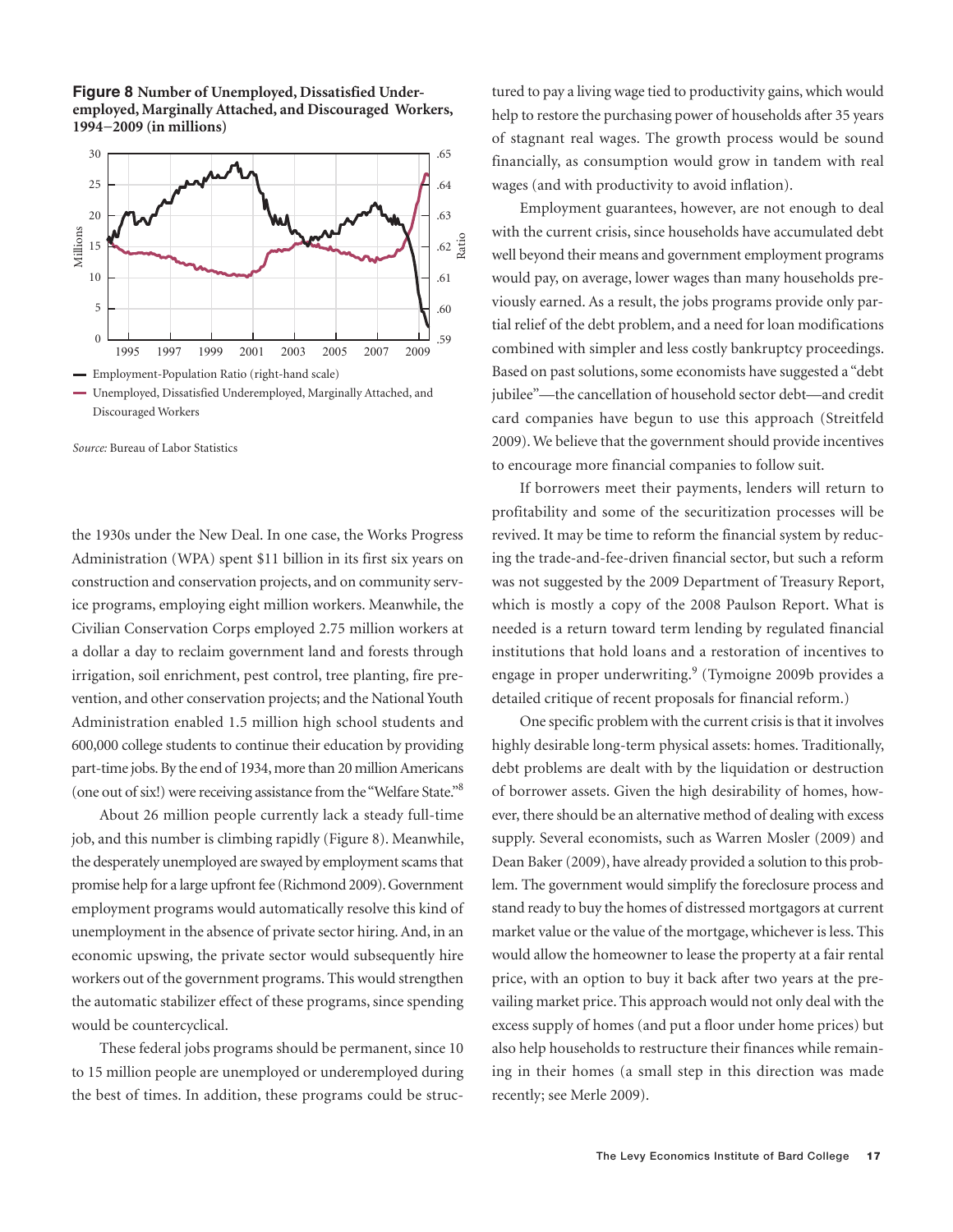**Figure 8** **Number of Unemployed, Dissatisfied Underemployed, Marginally Attached, and Discouraged Workers, 1994–2009 (in millions)**

— Employment-Population Ratio (right-hand scale)

— Unemployed, Dissatisfied Underemployed, Marginally Attached, and Discouraged Workers

*Source:* Bureau of Labor Statistics

the 1930s under the New Deal. In one case, the Works Progress Administration (WPA) spent $11 billion in its first six years on construction and conservation projects, and on community service programs, employing eight million workers. Meanwhile, the Civilian Conservation Corps employed 2.75 million workers at a dollar a day to reclaim government land and forests through irrigation, soil enrichment, pest control, tree planting, fire prevention, and other conservation projects; and the National Youth Administration enabled 1.5 million high school students and 600,000 college students to continue their education by providing part-time jobs. By the end of 1934, more than 20 million Americans (one out of six!) were receiving assistance from the "Welfare State."[8]

About 26 million people currently lack a steady full-time job, and this number is climbing rapidly (Figure 8). Meanwhile, the desperately unemployed are swayed by employment scams that promise help for a large upfront fee (Richmond 2009). Government employment programs would automatically resolve this kind of unemployment in the absence of private sector hiring. And, in an economic upswing, the private sector would subsequently hire workers out of the government programs. This would strengthen the automatic stabilizer effect of these programs, since spending would be countercyclical.

These federal jobs programs should be permanent, since 10 to 15 million people are unemployed or underemployed during the best of times. In addition, these programs could be structured to pay a living wage tied to productivity gains, which would help to restore the purchasing power of households after 35 years of stagnant real wages. The growth process would be sound financially, as consumption would grow in tandem with real wages (and with productivity to avoid inflation).

Employment guarantees, however, are not enough to deal with the current crisis, since households have accumulated debt well beyond their means and government employment programs would pay, on average, lower wages than many households previously earned. As a result, the jobs programs provide only partial relief of the debt problem, and a need for loan modifications combined with simpler and less costly bankruptcy proceedings. Based on past solutions, some economists have suggested a "debt jubilee"—the cancellation of household sector debt—and credit card companies have begun to use this approach (Streitfeld 2009). We believe that the government should provide incentives to encourage more financial companies to follow suit.

If borrowers meet their payments, lenders will return to profitability and some of the securitization processes will be revived. It may be time to reform the financial system by reducing the trade-and-fee-driven financial sector, but such a reform was not suggested by the 2009 Department of Treasury Report, which is mostly a copy of the 2008 Paulson Report. What is needed is a return toward term lending by regulated financial institutions that hold loans and a restoration of incentives to engage in proper underwriting.[9] (Tymoigne 2009b provides a detailed critique of recent proposals for financial reform.)

One specific problem with the current crisis is that it involves highly desirable long-term physical assets: homes. Traditionally, debt problems are dealt with by the liquidation or destruction of borrower assets. Given the high desirability of homes, however, there should be an alternative method of dealing with excess supply. Several economists, such as Warren Mosler (2009) and Dean Baker (2009), have already provided a solution to this problem. The government would simplify the foreclosure process and stand ready to buy the homes of distressed mortgagors at current market value or the value of the mortgage, whichever is less. This would allow the homeowner to lease the property at a fair rental price, with an option to buy it back after two years at the prevailing market price. This approach would not only deal with the excess supply of homes (and put a floor under home prices) but also help households to restructure their finances while remaining in their homes (a small step in this direction was made recently; see Merle 2009).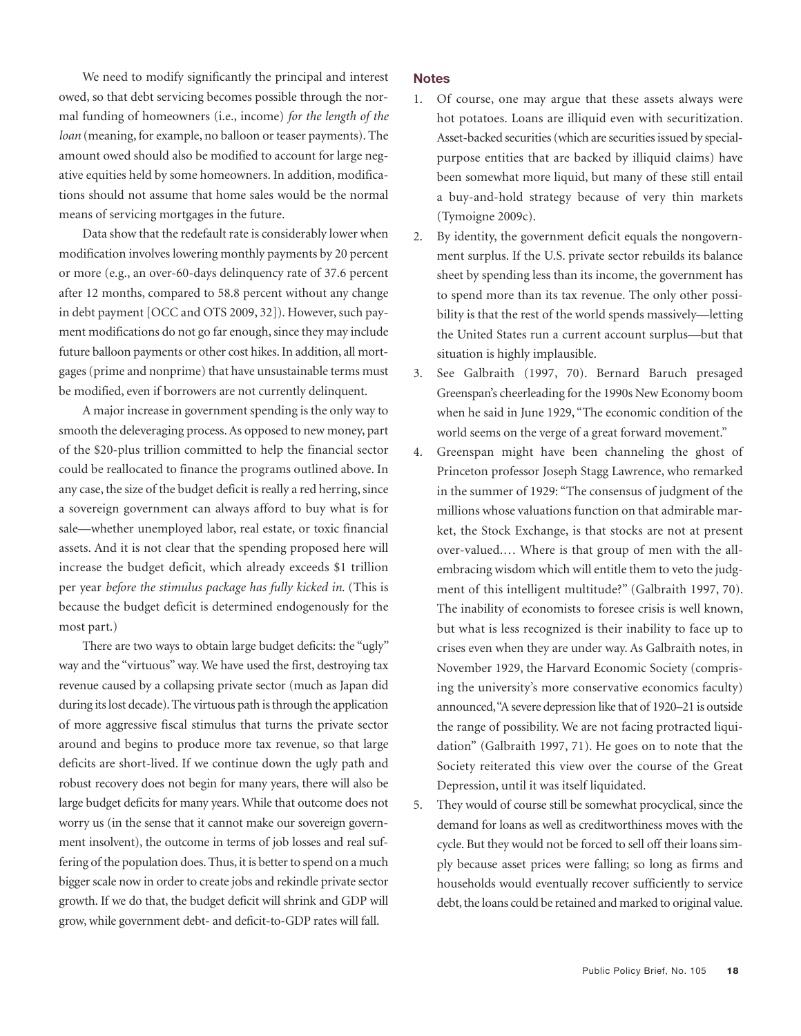We need to modify significantly the principal and interest owed, so that debt servicing becomes possible through the normal funding of homeowners (i.e., income) *for the length of the loan* (meaning, for example, no balloon or teaser payments). The amount owed should also be modified to account for large negative equities held by some homeowners. In addition, modifications should not assume that home sales would be the normal means of servicing mortgages in the future.

Data show that the redefault rate is considerably lower when modification involves lowering monthly payments by 20 percent or more (e.g., an over-60-days delinquency rate of 37.6 percent after 12 months, compared to 58.8 percent without any change in debt payment [OCC and OTS 2009, 32]). However, such payment modifications do not go far enough, since they may include future balloon payments or other cost hikes. In addition, all mortgages (prime and nonprime) that have unsustainable terms must be modified, even if borrowers are not currently delinquent.

A major increase in government spending is the only way to smooth the deleveraging process. As opposed to new money, part of the $20-plus trillion committed to help the financial sector could be reallocated to finance the programs outlined above. In any case, the size of the budget deficit is really a red herring, since a sovereign government can always afford to buy what is for sale—whether unemployed labor, real estate, or toxic financial assets. And it is not clear that the spending proposed here will increase the budget deficit, which already exceeds $1 trillion per year *before the stimulus package has fully kicked in*. (This is because the budget deficit is determined endogenously for the most part.)

There are two ways to obtain large budget deficits: the "ugly" way and the "virtuous" way. We have used the first, destroying tax revenue caused by a collapsing private sector (much as Japan did during its lost decade). The virtuous path is through the application of more aggressive fiscal stimulus that turns the private sector around and begins to produce more tax revenue, so that large deficits are short-lived. If we continue down the ugly path and robust recovery does not begin for many years, there will also be large budget deficits for many years. While that outcome does not worry us (in the sense that it cannot make our sovereign government insolvent), the outcome in terms of job losses and real suffering of the population does. Thus, it is better to spend on a much bigger scale now in order to create jobs and rekindle private sector growth. If we do that, the budget deficit will shrink and GDP will grow, while government debt- and deficit-to-GDP rates will fall.

## Notes

1. Of course, one may argue that these assets always were hot potatoes. Loans are illiquid even with securitization. Asset-backed securities (which are securities issued by special-purpose entities that are backed by illiquid claims) have been somewhat more liquid, but many of these still entail a buy-and-hold strategy because of very thin markets (Tymoigne 2009c).
2. By identity, the government deficit equals the nongovernment surplus. If the U.S. private sector rebuilds its balance sheet by spending less than its income, the government has to spend more than its tax revenue. The only other possibility is that the rest of the world spends massively—letting the United States run a current account surplus—but that situation is highly implausible.
3. See Galbraith (1997, 70). Bernard Baruch presaged Greenspan's cheerleading for the 1990s New Economy boom when he said in June 1929, "The economic condition of the world seems on the verge of a great forward movement."
4. Greenspan might have been channeling the ghost of Princeton professor Joseph Stagg Lawrence, who remarked in the summer of 1929: "The consensus of judgment of the millions whose valuations function on that admirable market, the Stock Exchange, is that stocks are not at present over-valued.… Where is that group of men with the all-embracing wisdom which will entitle them to veto the judgment of this intelligent multitude?" (Galbraith 1997, 70). The inability of economists to foresee crisis is well known, but what is less recognized is their inability to face up to crises even when they are under way. As Galbraith notes, in November 1929, the Harvard Economic Society (comprising the university's more conservative economics faculty) announced, "A severe depression like that of 1920–21 is outside the range of possibility. We are not facing protracted liquidation" (Galbraith 1997, 71). He goes on to note that the Society reiterated this view over the course of the Great Depression, until it was itself liquidated.
5. They would of course still be somewhat procyclical, since the demand for loans as well as creditworthiness moves with the cycle. But they would not be forced to sell off their loans simply because asset prices were falling; so long as firms and households would eventually recover sufficiently to service debt, the loans could be retained and marked to original value.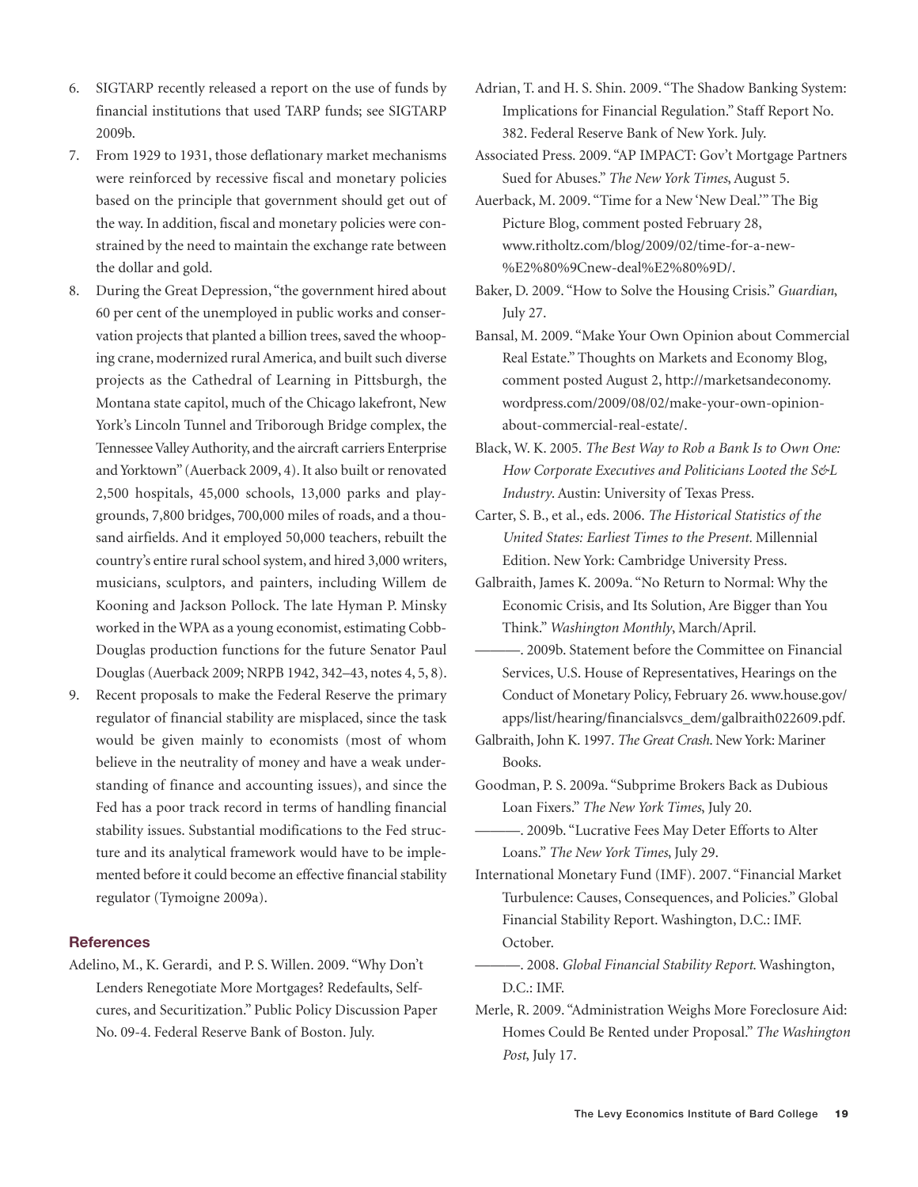6. SIGTARP recently released a report on the use of funds by financial institutions that used TARP funds; see SIGTARP 2009b.
7. From 1929 to 1931, those deflationary market mechanisms were reinforced by recessive fiscal and monetary policies based on the principle that government should get out of the way. In addition, fiscal and monetary policies were constrained by the need to maintain the exchange rate between the dollar and gold.
8. During the Great Depression, "the government hired about 60 per cent of the unemployed in public works and conservation projects that planted a billion trees, saved the whooping crane, modernized rural America, and built such diverse projects as the Cathedral of Learning in Pittsburgh, the Montana state capitol, much of the Chicago lakefront, New York's Lincoln Tunnel and Triborough Bridge complex, the Tennessee Valley Authority, and the aircraft carriers Enterprise and Yorktown" (Auerback 2009, 4). It also built or renovated 2,500 hospitals, 45,000 schools, 13,000 parks and playgrounds, 7,800 bridges, 700,000 miles of roads, and a thousand airfields. And it employed 50,000 teachers, rebuilt the country's entire rural school system, and hired 3,000 writers, musicians, sculptors, and painters, including Willem de Kooning and Jackson Pollock. The late Hyman P. Minsky worked in the WPA as a young economist, estimating Cobb-Douglas production functions for the future Senator Paul Douglas (Auerback 2009; NRPB 1942, 342–43, notes 4, 5, 8).
9. Recent proposals to make the Federal Reserve the primary regulator of financial stability are misplaced, since the task would be given mainly to economists (most of whom believe in the neutrality of money and have a weak understanding of finance and accounting issues), and since the Fed has a poor track record in terms of handling financial stability issues. Substantial modifications to the Fed structure and its analytical framework would have to be implemented before it could become an effective financial stability regulator (Tymoigne 2009a).

## References

Adelino, M., K. Gerardi, and P. S. Willen. 2009. "Why Don't Lenders Renegotiate More Mortgages? Redefaults, Self-cures, and Securitization." Public Policy Discussion Paper No. 09-4. Federal Reserve Bank of Boston. July.

Adrian, T. and H. S. Shin. 2009. "The Shadow Banking System: Implications for Financial Regulation." Staff Report No. 382. Federal Reserve Bank of New York. July.

Associated Press. 2009. "AP IMPACT: Gov't Mortgage Partners Sued for Abuses." *The New York Times*, August 5.

Auerback, M. 2009. "Time for a New 'New Deal.'" The Big Picture Blog, comment posted February 28, www.ritholtz.com/blog/2009/02/time-for-a-new-%E2%80%9Cnew-deal%E2%80%9D/.

Baker, D. 2009. "How to Solve the Housing Crisis." *Guardian*, July 27.

Bansal, M. 2009. "Make Your Own Opinion about Commercial Real Estate." Thoughts on Markets and Economy Blog, comment posted August 2, http://marketsandeconomy.wordpress.com/2009/08/02/make-your-own-opinion-about-commercial-real-estate/.

Black, W. K. 2005. *The Best Way to Rob a Bank Is to Own One: How Corporate Executives and Politicians Looted the S&L Industry*. Austin: University of Texas Press.

Carter, S. B., et al., eds. 2006. *The Historical Statistics of the United States: Earliest Times to the Present.* Millennial Edition. New York: Cambridge University Press.

Galbraith, James K. 2009a. "No Return to Normal: Why the Economic Crisis, and Its Solution, Are Bigger than You Think." *Washington Monthly*, March/April.

———. 2009b. Statement before the Committee on Financial Services, U.S. House of Representatives, Hearings on the Conduct of Monetary Policy, February 26. www.house.gov/apps/list/hearing/financialsvcs_dem/galbraith022609.pdf.

Galbraith, John K. 1997. *The Great Crash*. New York: Mariner Books.

Goodman, P. S. 2009a. "Subprime Brokers Back as Dubious Loan Fixers." *The New York Times*, July 20.

———. 2009b. "Lucrative Fees May Deter Efforts to Alter Loans." *The New York Times*, July 29.

International Monetary Fund (IMF). 2007. "Financial Market Turbulence: Causes, Consequences, and Policies." Global Financial Stability Report. Washington, D.C.: IMF. October.

———. 2008. *Global Financial Stability Report*. Washington, D.C.: IMF.

Merle, R. 2009. "Administration Weighs More Foreclosure Aid: Homes Could Be Rented under Proposal." *The Washington Post*, July 17.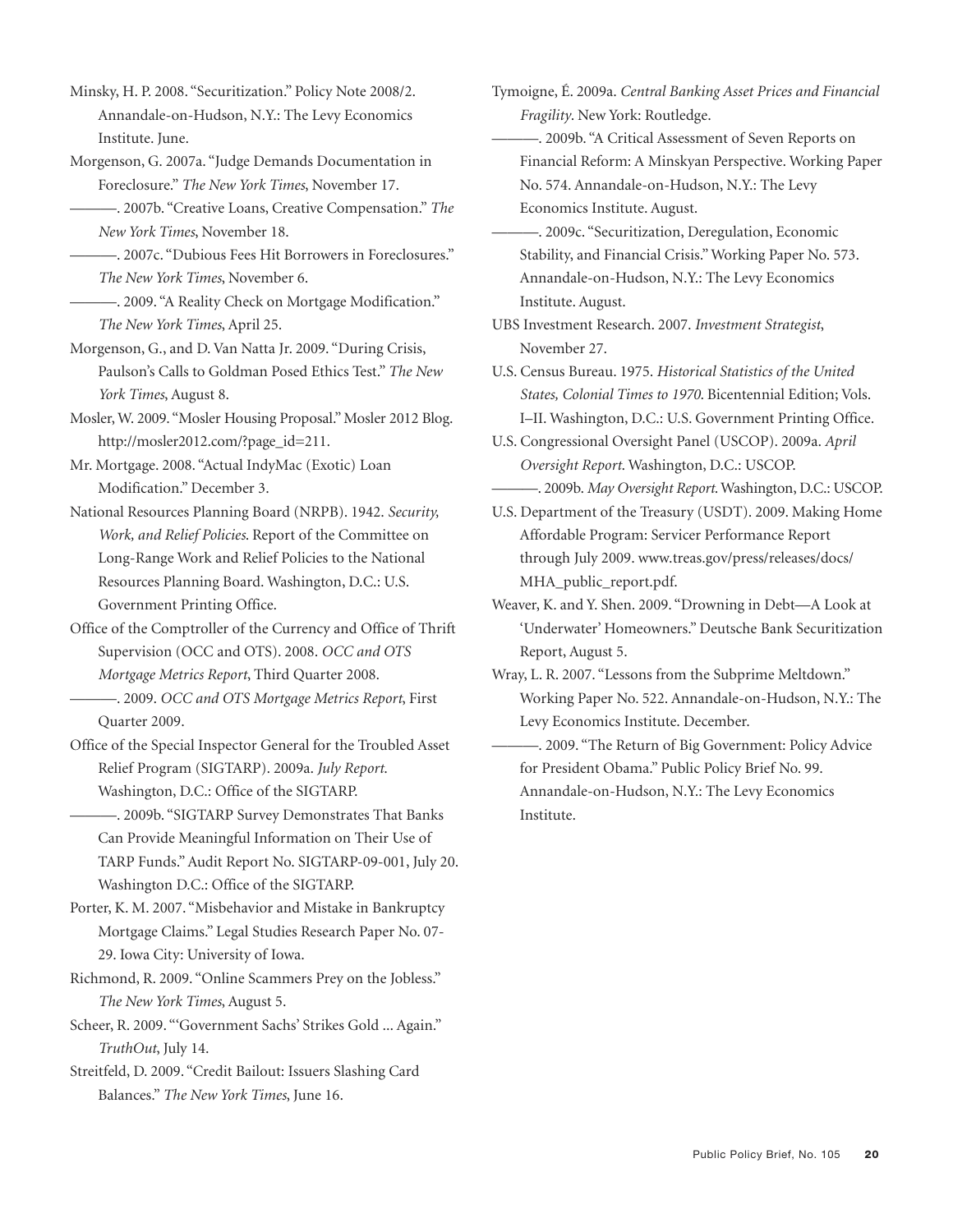Minsky, H. P. 2008. "Securitization." Policy Note 2008/2. Annandale-on-Hudson, N.Y.: The Levy Economics Institute. June.

Morgenson, G. 2007a. "Judge Demands Documentation in Foreclosure." *The New York Times*, November 17.

———. 2007b. "Creative Loans, Creative Compensation." *The New York Times*, November 18.

———. 2007c. "Dubious Fees Hit Borrowers in Foreclosures." *The New York Times*, November 6.

———. 2009. "A Reality Check on Mortgage Modification." *The New York Times*, April 25.

Morgenson, G., and D. Van Natta Jr. 2009. "During Crisis, Paulson's Calls to Goldman Posed Ethics Test." *The New York Times*, August 8.

Mosler, W. 2009. "Mosler Housing Proposal." Mosler 2012 Blog. http://mosler2012.com/?page_id=211.

Mr. Mortgage. 2008. "Actual IndyMac (Exotic) Loan Modification." December 3.

National Resources Planning Board (NRPB). 1942. *Security, Work, and Relief Policies*. Report of the Committee on Long-Range Work and Relief Policies to the National Resources Planning Board. Washington, D.C.: U.S. Government Printing Office.

Office of the Comptroller of the Currency and Office of Thrift Supervision (OCC and OTS). 2008. *OCC and OTS Mortgage Metrics Report*, Third Quarter 2008.

———. 2009. *OCC and OTS Mortgage Metrics Report*, First Quarter 2009.

Office of the Special Inspector General for the Troubled Asset Relief Program (SIGTARP). 2009a. *July Report*. Washington, D.C.: Office of the SIGTARP.

———. 2009b. "SIGTARP Survey Demonstrates That Banks Can Provide Meaningful Information on Their Use of TARP Funds." Audit Report No. SIGTARP-09-001, July 20. Washington D.C.: Office of the SIGTARP.

Porter, K. M. 2007. "Misbehavior and Mistake in Bankruptcy Mortgage Claims." Legal Studies Research Paper No. 07-29. Iowa City: University of Iowa.

Richmond, R. 2009. "Online Scammers Prey on the Jobless." *The New York Times*, August 5.

Scheer, R. 2009. "'Government Sachs' Strikes Gold ... Again." *TruthOut*, July 14.

Streitfeld, D. 2009. "Credit Bailout: Issuers Slashing Card Balances." *The New York Times*, June 16.

Tymoigne, É. 2009a. *Central Banking Asset Prices and Financial Fragility*. New York: Routledge.

———. 2009b. "A Critical Assessment of Seven Reports on Financial Reform: A Minskyan Perspective. Working Paper No. 574. Annandale-on-Hudson, N.Y.: The Levy Economics Institute. August.

———. 2009c. "Securitization, Deregulation, Economic Stability, and Financial Crisis." Working Paper No. 573. Annandale-on-Hudson, N.Y.: The Levy Economics Institute. August.

UBS Investment Research. 2007. *Investment Strategist*, November 27.

U.S. Census Bureau. 1975. *Historical Statistics of the United States, Colonial Times to 1970*. Bicentennial Edition; Vols. I–II. Washington, D.C.: U.S. Government Printing Office.

U.S. Congressional Oversight Panel (USCOP). 2009a. *April Oversight Report*. Washington, D.C.: USCOP.

———. 2009b. *May Oversight Report*. Washington, D.C.: USCOP.

U.S. Department of the Treasury (USDT). 2009. Making Home Affordable Program: Servicer Performance Report through July 2009. www.treas.gov/press/releases/docs/MHA_public_report.pdf.

Weaver, K. and Y. Shen. 2009. "Drowning in Debt—A Look at 'Underwater' Homeowners." Deutsche Bank Securitization Report, August 5.

Wray, L. R. 2007. "Lessons from the Subprime Meltdown." Working Paper No. 522. Annandale-on-Hudson, N.Y.: The Levy Economics Institute. December.

———. 2009. "The Return of Big Government: Policy Advice for President Obama." Public Policy Brief No. 99. Annandale-on-Hudson, N.Y.: The Levy Economics Institute.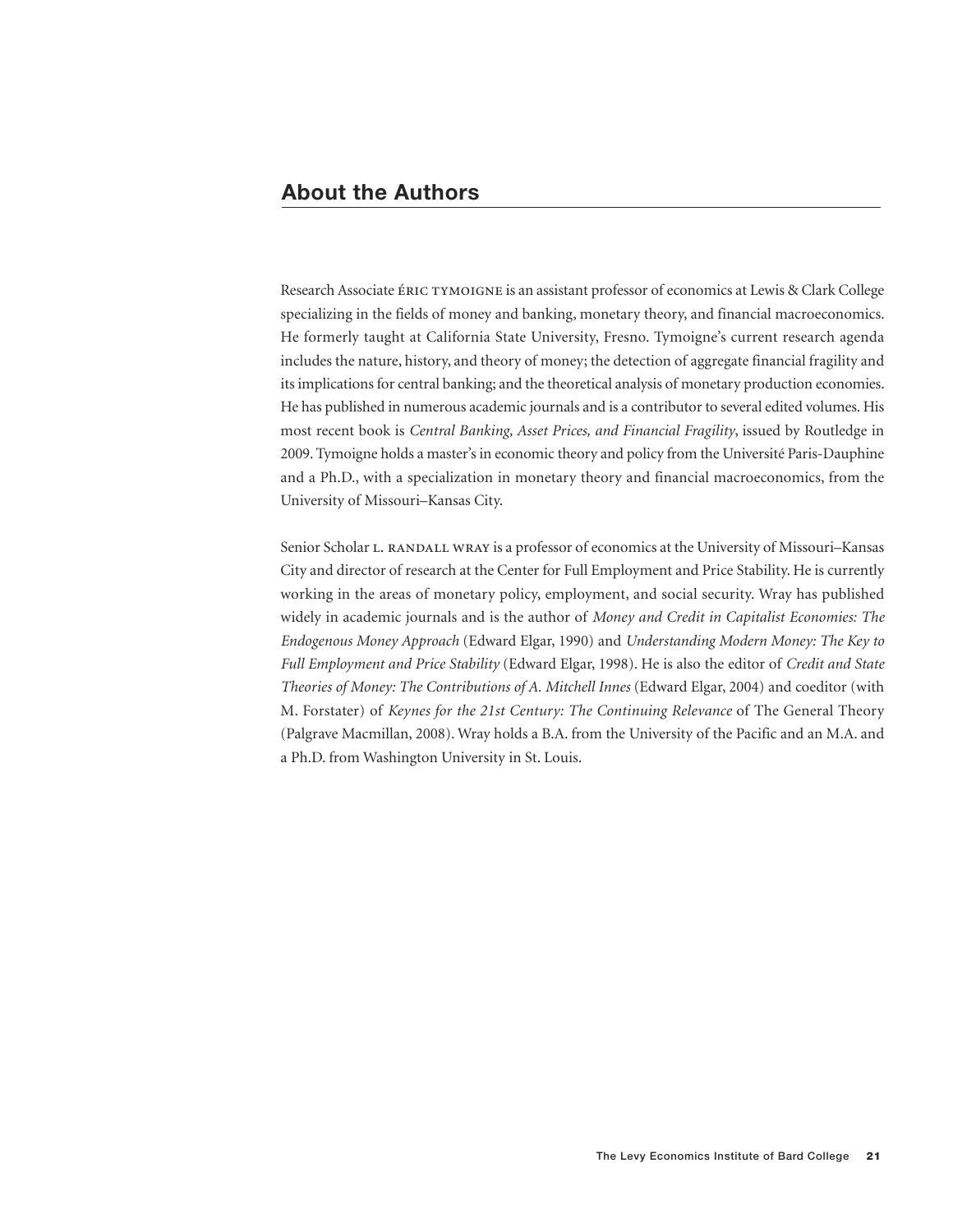## About the Authors

Research Associate ÉRIC TYMOIGNE is an assistant professor of economics at Lewis & Clark College specializing in the fields of money and banking, monetary theory, and financial macroeconomics. He formerly taught at California State University, Fresno. Tymoigne's current research agenda includes the nature, history, and theory of money; the detection of aggregate financial fragility and its implications for central banking; and the theoretical analysis of monetary production economies. He has published in numerous academic journals and is a contributor to several edited volumes. His most recent book is *Central Banking, Asset Prices, and Financial Fragility*, issued by Routledge in 2009. Tymoigne holds a master's in economic theory and policy from the Université Paris-Dauphine and a Ph.D., with a specialization in monetary theory and financial macroeconomics, from the University of Missouri–Kansas City.

Senior Scholar L. RANDALL WRAY is a professor of economics at the University of Missouri–Kansas City and director of research at the Center for Full Employment and Price Stability. He is currently working in the areas of monetary policy, employment, and social security. Wray has published widely in academic journals and is the author of *Money and Credit in Capitalist Economies: The Endogenous Money Approach* (Edward Elgar, 1990) and *Understanding Modern Money: The Key to Full Employment and Price Stability* (Edward Elgar, 1998). He is also the editor of *Credit and State Theories of Money: The Contributions of A. Mitchell Innes* (Edward Elgar, 2004) and coeditor (with M. Forstater) of *Keynes for the 21st Century: The Continuing Relevance* of The General Theory (Palgrave Macmillan, 2008). Wray holds a B.A. from the University of the Pacific and an M.A. and a Ph.D. from Washington University in St. Louis.